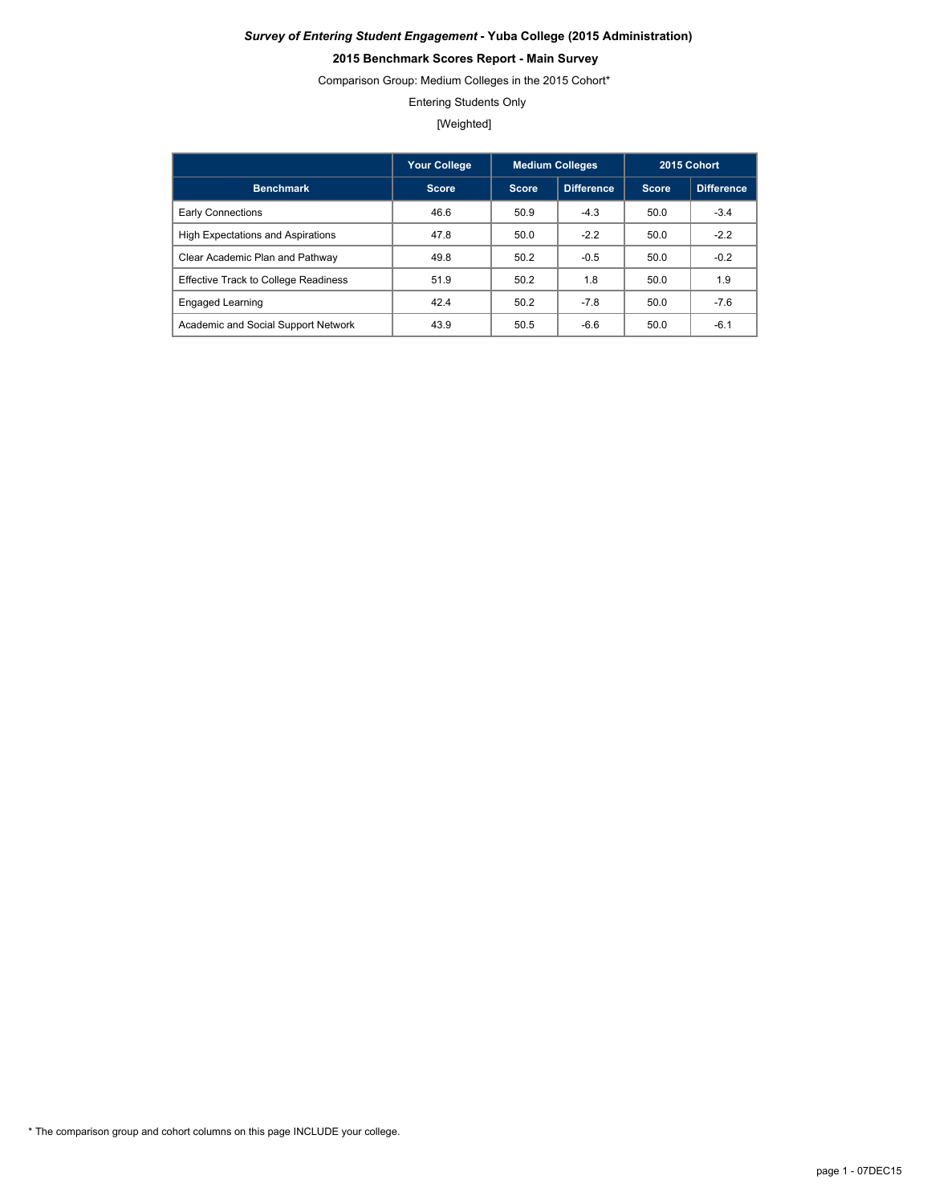***Survey of Entering Student Engagement* - Yuba College (2015 Administration)**

**2015 Benchmark Scores Report - Main Survey**

Comparison Group: Medium Colleges in the 2015 Cohort*

Entering Students Only

[Weighted]

| | Your College | Medium Colleges | | 2015 Cohort | |
|---|---|---|---|---|---|
| Benchmark | Score | Score | Difference | Score | Difference |
| Early Connections | 46.6 | 50.9 | -4.3 | 50.0 | -3.4 |
| High Expectations and Aspirations | 47.8 | 50.0 | -2.2 | 50.0 | -2.2 |
| Clear Academic Plan and Pathway | 49.8 | 50.2 | -0.5 | 50.0 | -0.2 |
| Effective Track to College Readiness | 51.9 | 50.2 | 1.8 | 50.0 | 1.9 |
| Engaged Learning | 42.4 | 50.2 | -7.8 | 50.0 | -7.6 |
| Academic and Social Support Network | 43.9 | 50.5 | -6.6 | 50.0 | -6.1 |

* The comparison group and cohort columns on this page INCLUDE your college.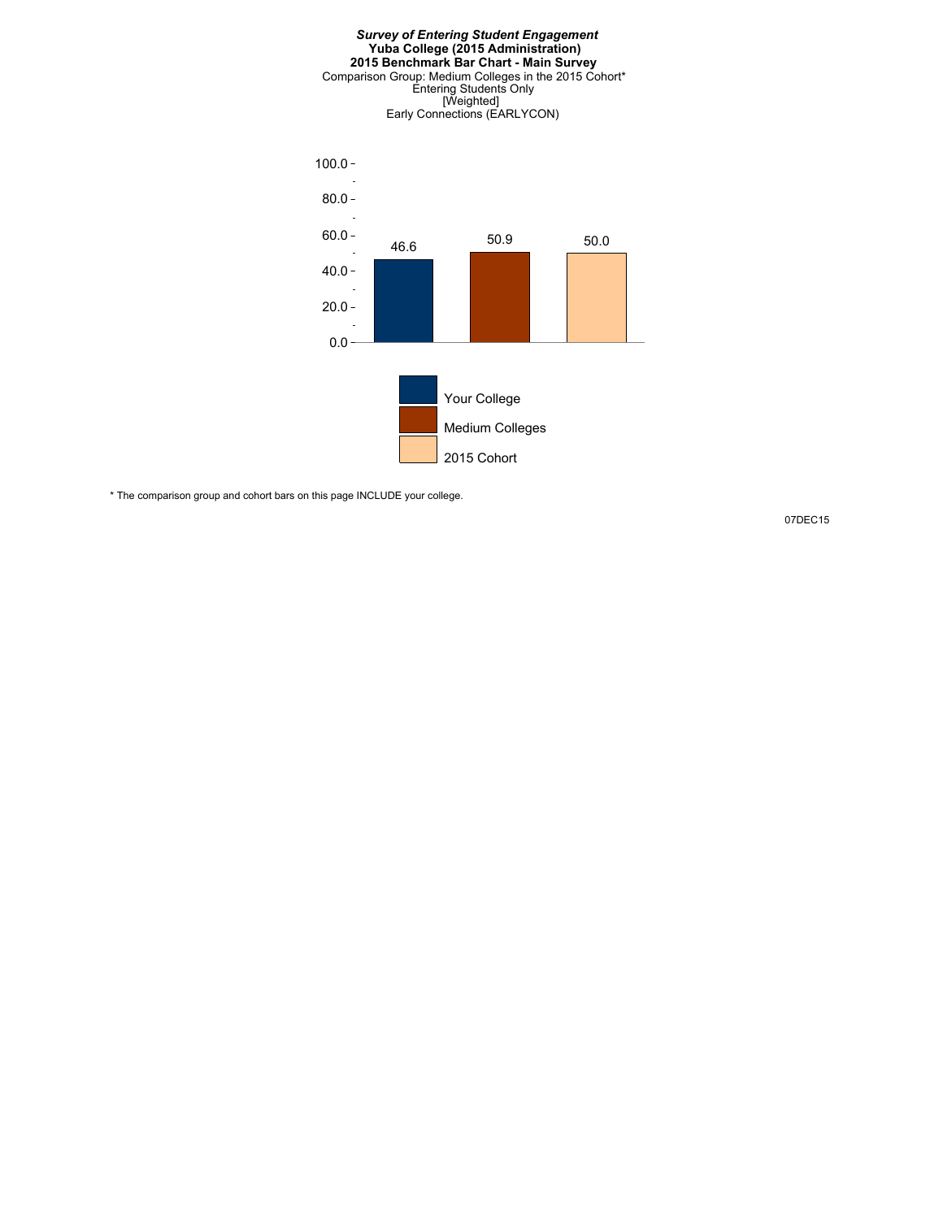***Survey of Entering Student Engagement***
**Yuba College (2015 Administration)**
**2015 Benchmark Bar Chart - Main Survey**
Comparison Group: Medium Colleges in the 2015 Cohort*
Entering Students Only
[Weighted]
Early Connections (EARLYCON)

| | Your College | Medium Colleges | 2015 Cohort |
|---|---|---|---|
| Early Connections (EARLYCON) | 46.6 | 50.9 | 50.0 |

* The comparison group and cohort bars on this page INCLUDE your college.

07DEC15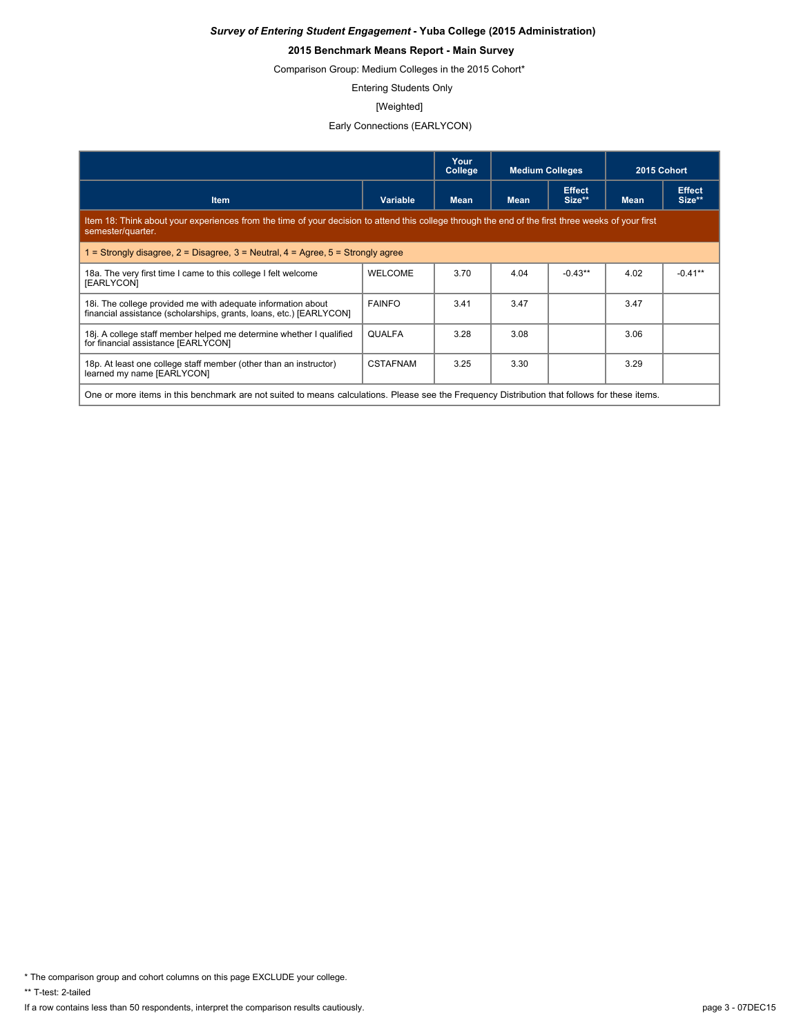***Survey of Entering Student Engagement* - Yuba College (2015 Administration)**

**2015 Benchmark Means Report - Main Survey**

Comparison Group: Medium Colleges in the 2015 Cohort*

Entering Students Only

[Weighted]

Early Connections (EARLYCON)

| | | Your College | Medium Colleges | | 2015 Cohort | |
|---|---|---|---|---|---|---|
| **Item** | **Variable** | **Mean** | **Mean** | **Effect Size**** | **Mean** | **Effect Size**** |
| Item 18: Think about your experiences from the time of your decision to attend this college through the end of the first three weeks of your first semester/quarter. | | | | | | |
| 1 = Strongly disagree, 2 = Disagree, 3 = Neutral, 4 = Agree, 5 = Strongly agree | | | | | | |
| 18a. The very first time I came to this college I felt welcome [EARLYCON] | WELCOME | 3.70 | 4.04 | -0.43** | 4.02 | -0.41** |
| 18i. The college provided me with adequate information about financial assistance (scholarships, grants, loans, etc.) [EARLYCON] | FAINFO | 3.41 | 3.47 | | 3.47 | |
| 18j. A college staff member helped me determine whether I qualified for financial assistance [EARLYCON] | QUALFA | 3.28 | 3.08 | | 3.06 | |
| 18p. At least one college staff member (other than an instructor) learned my name [EARLYCON] | CSTAFNAM | 3.25 | 3.30 | | 3.29 | |
| One or more items in this benchmark are not suited to means calculations. Please see the Frequency Distribution that follows for these items. | | | | | | |

\* The comparison group and cohort columns on this page EXCLUDE your college.

** T-test: 2-tailed

If a row contains less than 50 respondents, interpret the comparison results cautiously.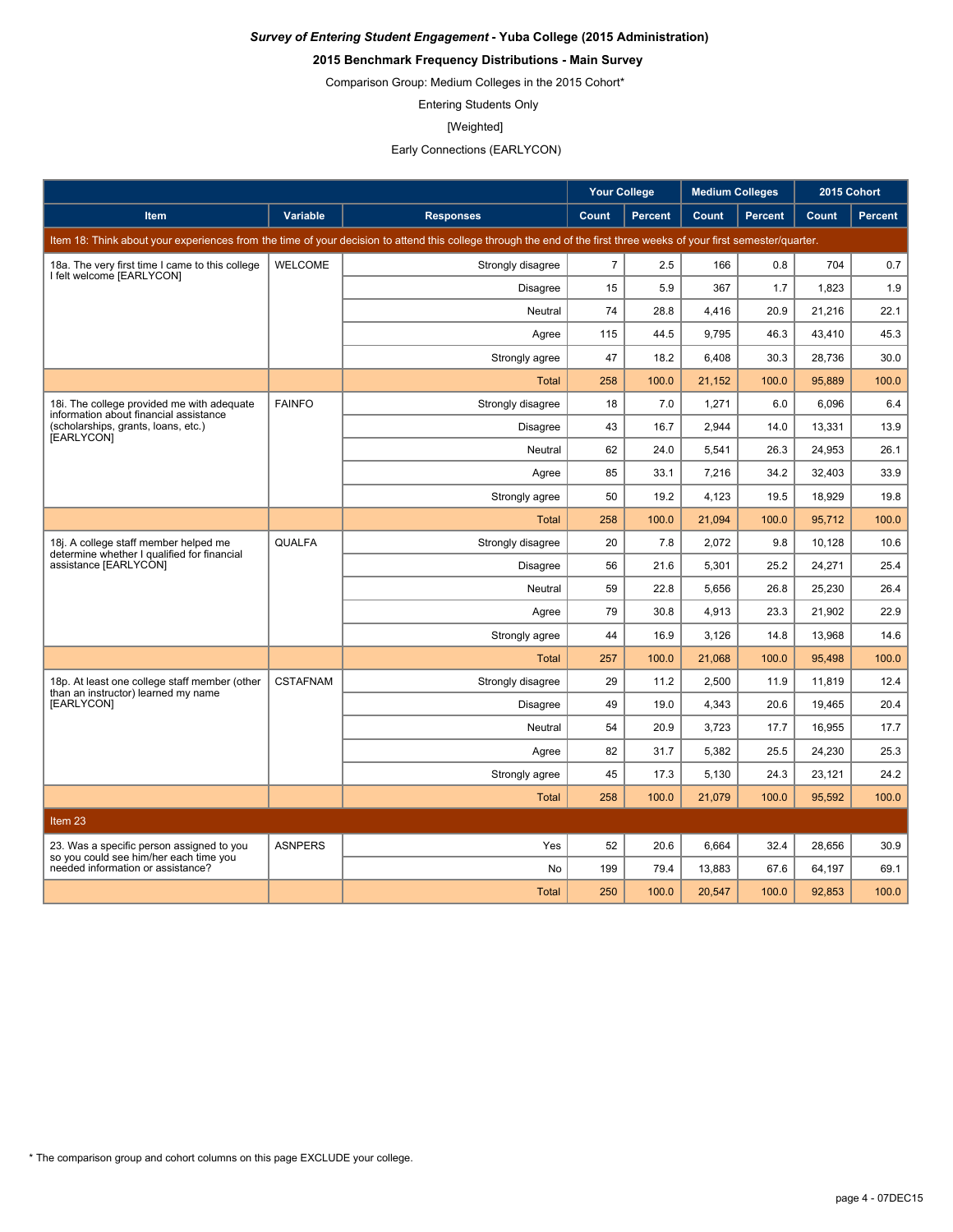***Survey of Entering Student Engagement* - Yuba College (2015 Administration)**

**2015 Benchmark Frequency Distributions - Main Survey**

Comparison Group: Medium Colleges in the 2015 Cohort*

Entering Students Only

[Weighted]

Early Connections (EARLYCON)

| | | | Your College | | Medium Colleges | | 2015 Cohort | |
|---|---|---|---|---|---|---|---|---|
| **Item** | **Variable** | **Responses** | **Count** | **Percent** | **Count** | **Percent** | **Count** | **Percent** |
| Item 18: Think about your experiences from the time of your decision to attend this college through the end of the first three weeks of your first semester/quarter. | | | | | | | | |
| 18a. The very first time I came to this college I felt welcome [EARLYCON] | WELCOME | Strongly disagree | 7 | 2.5 | 166 | 0.8 | 704 | 0.7 |
| | | Disagree | 15 | 5.9 | 367 | 1.7 | 1,823 | 1.9 |
| | | Neutral | 74 | 28.8 | 4,416 | 20.9 | 21,216 | 22.1 |
| | | Agree | 115 | 44.5 | 9,795 | 46.3 | 43,410 | 45.3 |
| | | Strongly agree | 47 | 18.2 | 6,408 | 30.3 | 28,736 | 30.0 |
| | | Total | 258 | 100.0 | 21,152 | 100.0 | 95,889 | 100.0 |
| 18i. The college provided me with adequate information about financial assistance (scholarships, grants, loans, etc.) [EARLYCON] | FAINFO | Strongly disagree | 18 | 7.0 | 1,271 | 6.0 | 6,096 | 6.4 |
| | | Disagree | 43 | 16.7 | 2,944 | 14.0 | 13,331 | 13.9 |
| | | Neutral | 62 | 24.0 | 5,541 | 26.3 | 24,953 | 26.1 |
| | | Agree | 85 | 33.1 | 7,216 | 34.2 | 32,403 | 33.9 |
| | | Strongly agree | 50 | 19.2 | 4,123 | 19.5 | 18,929 | 19.8 |
| | | Total | 258 | 100.0 | 21,094 | 100.0 | 95,712 | 100.0 |
| 18j. A college staff member helped me determine whether I qualified for financial assistance [EARLYCON] | QUALFA | Strongly disagree | 20 | 7.8 | 2,072 | 9.8 | 10,128 | 10.6 |
| | | Disagree | 56 | 21.6 | 5,301 | 25.2 | 24,271 | 25.4 |
| | | Neutral | 59 | 22.8 | 5,656 | 26.8 | 25,230 | 26.4 |
| | | Agree | 79 | 30.8 | 4,913 | 23.3 | 21,902 | 22.9 |
| | | Strongly agree | 44 | 16.9 | 3,126 | 14.8 | 13,968 | 14.6 |
| | | Total | 257 | 100.0 | 21,068 | 100.0 | 95,498 | 100.0 |
| 18p. At least one college staff member (other than an instructor) learned my name [EARLYCON] | CSTAFNAM | Strongly disagree | 29 | 11.2 | 2,500 | 11.9 | 11,819 | 12.4 |
| | | Disagree | 49 | 19.0 | 4,343 | 20.6 | 19,465 | 20.4 |
| | | Neutral | 54 | 20.9 | 3,723 | 17.7 | 16,955 | 17.7 |
| | | Agree | 82 | 31.7 | 5,382 | 25.5 | 24,230 | 25.3 |
| | | Strongly agree | 45 | 17.3 | 5,130 | 24.3 | 23,121 | 24.2 |
| | | Total | 258 | 100.0 | 21,079 | 100.0 | 95,592 | 100.0 |
| Item 23 | | | | | | | | |
| 23. Was a specific person assigned to you so you could see him/her each time you needed information or assistance? | ASNPERS | Yes | 52 | 20.6 | 6,664 | 32.4 | 28,656 | 30.9 |
| | | No | 199 | 79.4 | 13,883 | 67.6 | 64,197 | 69.1 |
| | | Total | 250 | 100.0 | 20,547 | 100.0 | 92,853 | 100.0 |

\* The comparison group and cohort columns on this page EXCLUDE your college.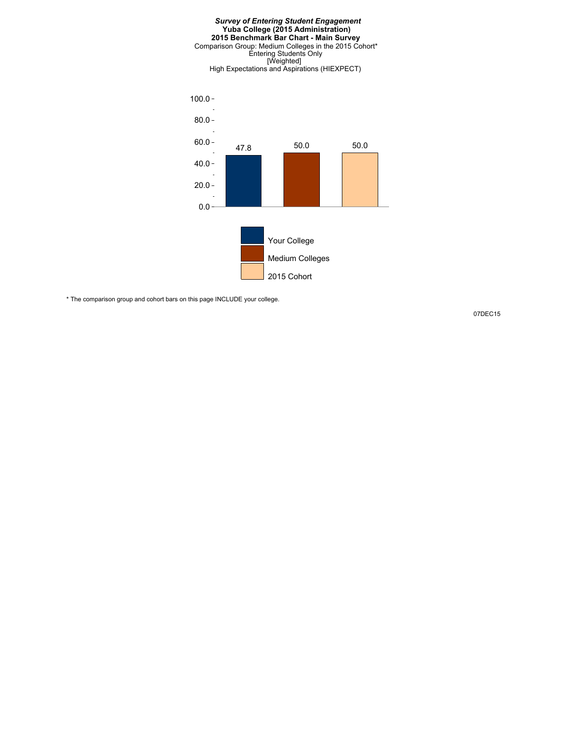***Survey of Entering Student Engagement***
**Yuba College (2015 Administration)**
**2015 Benchmark Bar Chart - Main Survey**
Comparison Group: Medium Colleges in the 2015 Cohort*
Entering Students Only
[Weighted]
High Expectations and Aspirations (HIEXPECT)

| | Your College | Medium Colleges | 2015 Cohort |
|---|---|---|---|
| HIEXPECT | 47.8 | 50.0 | 50.0 |

* The comparison group and cohort bars on this page INCLUDE your college.

07DEC15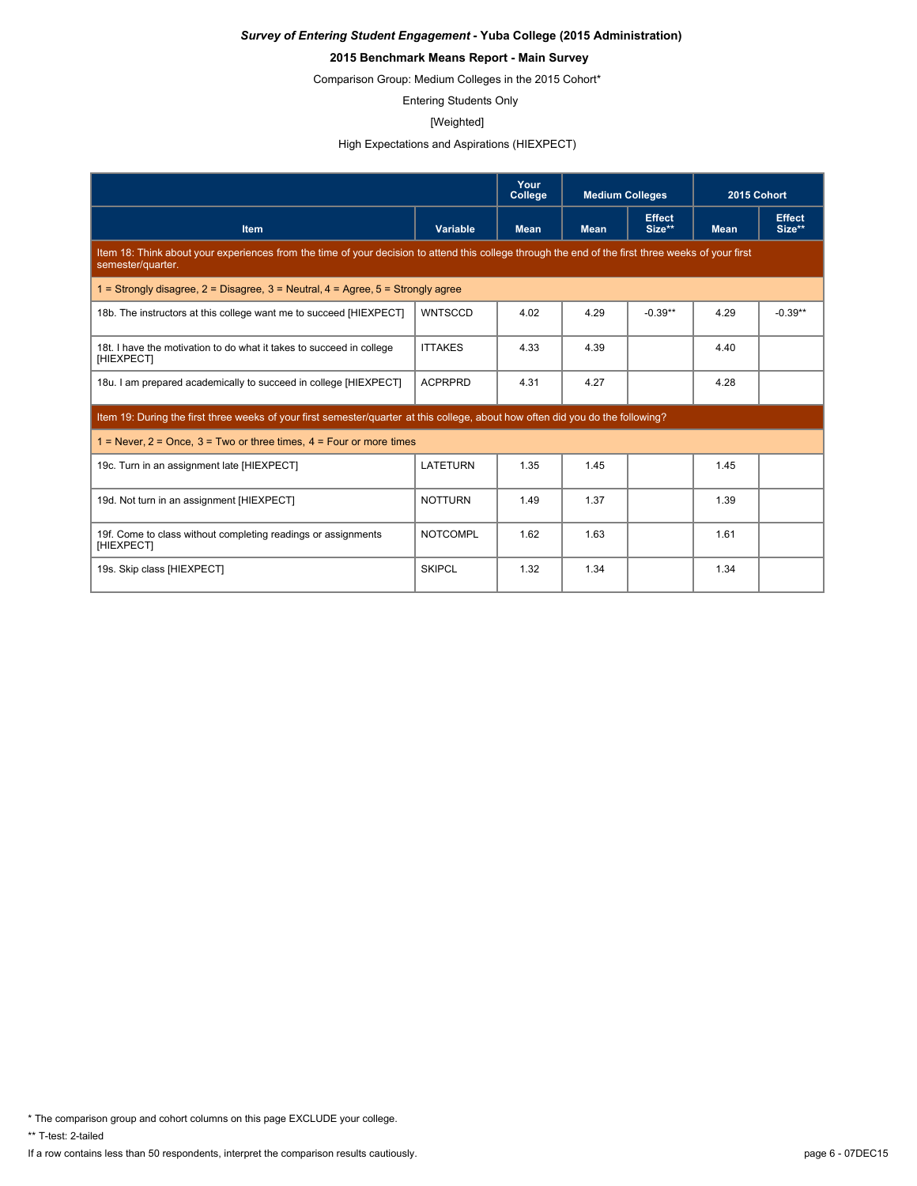***Survey of Entering Student Engagement* - Yuba College (2015 Administration)**

**2015 Benchmark Means Report - Main Survey**

Comparison Group: Medium Colleges in the 2015 Cohort*

Entering Students Only

[Weighted]

High Expectations and Aspirations (HIEXPECT)

| | | Your College | Medium Colleges | | 2015 Cohort | |
|---|---|---|---|---|---|---|
| **Item** | **Variable** | **Mean** | **Mean** | **Effect Size**** | **Mean** | **Effect Size**** |
| Item 18: Think about your experiences from the time of your decision to attend this college through the end of the first three weeks of your first semester/quarter. | | | | | | |
| 1 = Strongly disagree, 2 = Disagree, 3 = Neutral, 4 = Agree, 5 = Strongly agree | | | | | | |
| 18b. The instructors at this college want me to succeed [HIEXPECT] | WNTSCCD | 4.02 | 4.29 | -0.39** | 4.29 | -0.39** |
| 18t. I have the motivation to do what it takes to succeed in college [HIEXPECT] | ITTAKES | 4.33 | 4.39 | | 4.40 | |
| 18u. I am prepared academically to succeed in college [HIEXPECT] | ACPRPRD | 4.31 | 4.27 | | 4.28 | |
| Item 19: During the first three weeks of your first semester/quarter at this college, about how often did you do the following? | | | | | | |
| 1 = Never, 2 = Once, 3 = Two or three times, 4 = Four or more times | | | | | | |
| 19c. Turn in an assignment late [HIEXPECT] | LATETURN | 1.35 | 1.45 | | 1.45 | |
| 19d. Not turn in an assignment [HIEXPECT] | NOTTURN | 1.49 | 1.37 | | 1.39 | |
| 19f. Come to class without completing readings or assignments [HIEXPECT] | NOTCOMPL | 1.62 | 1.63 | | 1.61 | |
| 19s. Skip class [HIEXPECT] | SKIPCL | 1.32 | 1.34 | | 1.34 | |

* The comparison group and cohort columns on this page EXCLUDE your college.

** T-test: 2-tailed

If a row contains less than 50 respondents, interpret the comparison results cautiously.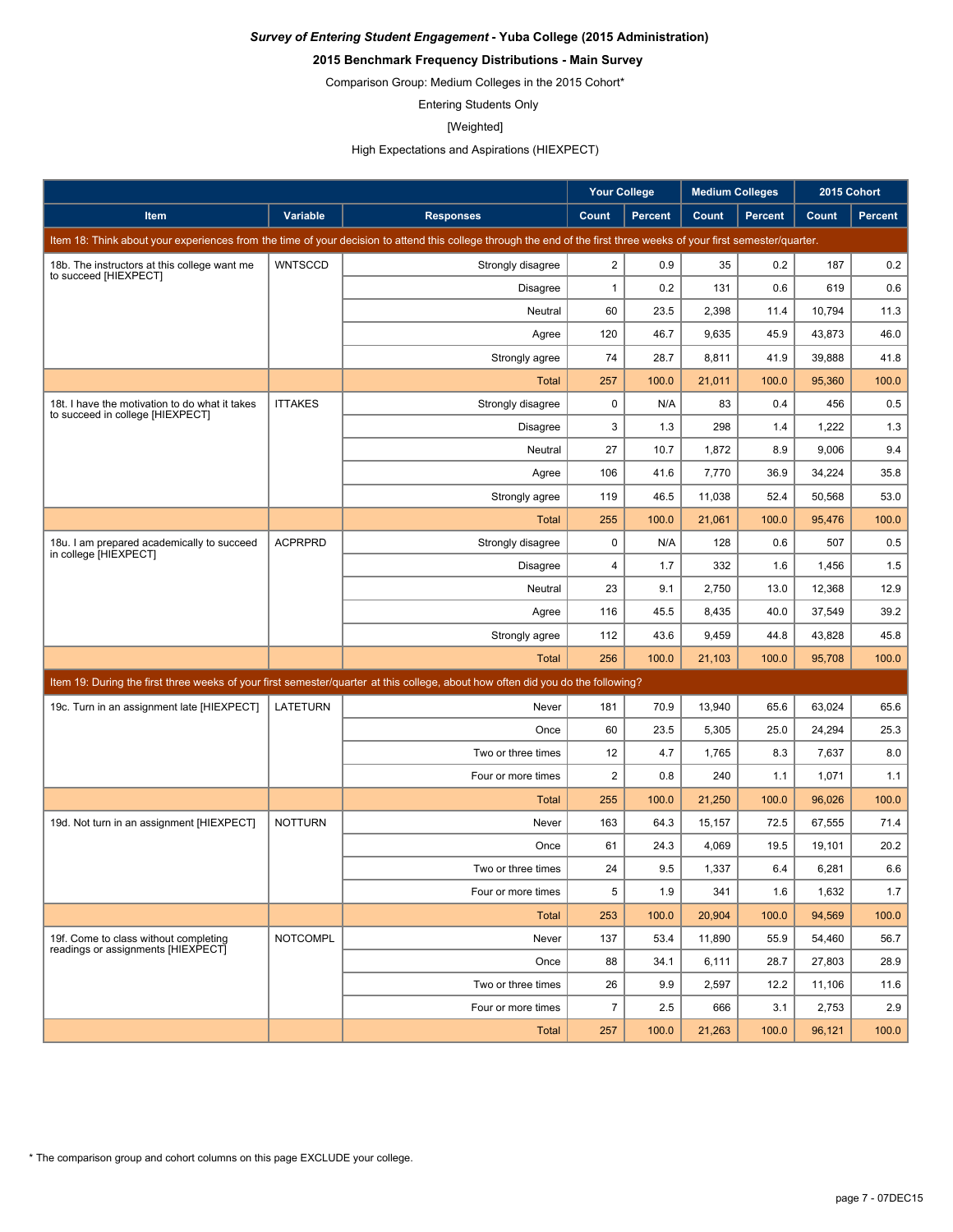***Survey of Entering Student Engagement* - Yuba College (2015 Administration)**

**2015 Benchmark Frequency Distributions - Main Survey**

Comparison Group: Medium Colleges in the 2015 Cohort*

Entering Students Only

[Weighted]

High Expectations and Aspirations (HIEXPECT)

| | | | Your College | | Medium Colleges | | 2015 Cohort | |
|---|---|---|---|---|---|---|---|---|
| **Item** | **Variable** | **Responses** | **Count** | **Percent** | **Count** | **Percent** | **Count** | **Percent** |
| Item 18: Think about your experiences from the time of your decision to attend this college through the end of the first three weeks of your first semester/quarter. | | | | | | | | |
| 18b. The instructors at this college want me to succeed [HIEXPECT] | WNTSCCD | Strongly disagree | 2 | 0.9 | 35 | 0.2 | 187 | 0.2 |
| | | Disagree | 1 | 0.2 | 131 | 0.6 | 619 | 0.6 |
| | | Neutral | 60 | 23.5 | 2,398 | 11.4 | 10,794 | 11.3 |
| | | Agree | 120 | 46.7 | 9,635 | 45.9 | 43,873 | 46.0 |
| | | Strongly agree | 74 | 28.7 | 8,811 | 41.9 | 39,888 | 41.8 |
| | | Total | 257 | 100.0 | 21,011 | 100.0 | 95,360 | 100.0 |
| 18t. I have the motivation to do what it takes to succeed in college [HIEXPECT] | ITTAKES | Strongly disagree | 0 | N/A | 83 | 0.4 | 456 | 0.5 |
| | | Disagree | 3 | 1.3 | 298 | 1.4 | 1,222 | 1.3 |
| | | Neutral | 27 | 10.7 | 1,872 | 8.9 | 9,006 | 9.4 |
| | | Agree | 106 | 41.6 | 7,770 | 36.9 | 34,224 | 35.8 |
| | | Strongly agree | 119 | 46.5 | 11,038 | 52.4 | 50,568 | 53.0 |
| | | Total | 255 | 100.0 | 21,061 | 100.0 | 95,476 | 100.0 |
| 18u. I am prepared academically to succeed in college [HIEXPECT] | ACPRPRD | Strongly disagree | 0 | N/A | 128 | 0.6 | 507 | 0.5 |
| | | Disagree | 4 | 1.7 | 332 | 1.6 | 1,456 | 1.5 |
| | | Neutral | 23 | 9.1 | 2,750 | 13.0 | 12,368 | 12.9 |
| | | Agree | 116 | 45.5 | 8,435 | 40.0 | 37,549 | 39.2 |
| | | Strongly agree | 112 | 43.6 | 9,459 | 44.8 | 43,828 | 45.8 |
| | | Total | 256 | 100.0 | 21,103 | 100.0 | 95,708 | 100.0 |
| Item 19: During the first three weeks of your first semester/quarter at this college, about how often did you do the following? | | | | | | | | |
| 19c. Turn in an assignment late [HIEXPECT] | LATETURN | Never | 181 | 70.9 | 13,940 | 65.6 | 63,024 | 65.6 |
| | | Once | 60 | 23.5 | 5,305 | 25.0 | 24,294 | 25.3 |
| | | Two or three times | 12 | 4.7 | 1,765 | 8.3 | 7,637 | 8.0 |
| | | Four or more times | 2 | 0.8 | 240 | 1.1 | 1,071 | 1.1 |
| | | Total | 255 | 100.0 | 21,250 | 100.0 | 96,026 | 100.0 |
| 19d. Not turn in an assignment [HIEXPECT] | NOTTURN | Never | 163 | 64.3 | 15,157 | 72.5 | 67,555 | 71.4 |
| | | Once | 61 | 24.3 | 4,069 | 19.5 | 19,101 | 20.2 |
| | | Two or three times | 24 | 9.5 | 1,337 | 6.4 | 6,281 | 6.6 |
| | | Four or more times | 5 | 1.9 | 341 | 1.6 | 1,632 | 1.7 |
| | | Total | 253 | 100.0 | 20,904 | 100.0 | 94,569 | 100.0 |
| 19f. Come to class without completing readings or assignments [HIEXPECT] | NOTCOMPL | Never | 137 | 53.4 | 11,890 | 55.9 | 54,460 | 56.7 |
| | | Once | 88 | 34.1 | 6,111 | 28.7 | 27,803 | 28.9 |
| | | Two or three times | 26 | 9.9 | 2,597 | 12.2 | 11,106 | 11.6 |
| | | Four or more times | 7 | 2.5 | 666 | 3.1 | 2,753 | 2.9 |
| | | Total | 257 | 100.0 | 21,263 | 100.0 | 96,121 | 100.0 |

* The comparison group and cohort columns on this page EXCLUDE your college.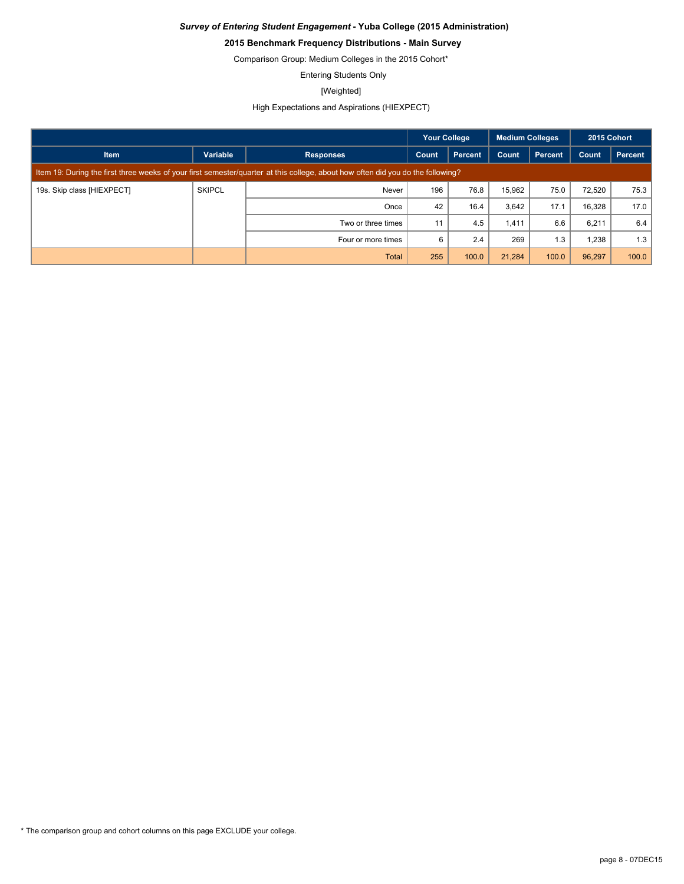***Survey of Entering Student Engagement*** **- Yuba College (2015 Administration)**

**2015 Benchmark Frequency Distributions - Main Survey**

Comparison Group: Medium Colleges in the 2015 Cohort*

Entering Students Only

[Weighted]

High Expectations and Aspirations (HIEXPECT)

| | | | Your College | | Medium Colleges | | 2015 Cohort | |
|---|---|---|---|---|---|---|---|---|
| **Item** | **Variable** | **Responses** | **Count** | **Percent** | **Count** | **Percent** | **Count** | **Percent** |
| Item 19: During the first three weeks of your first semester/quarter at this college, about how often did you do the following? | | | | | | | | |
| 19s. Skip class [HIEXPECT] | SKIPCL | Never | 196 | 76.8 | 15,962 | 75.0 | 72,520 | 75.3 |
| | | Once | 42 | 16.4 | 3,642 | 17.1 | 16,328 | 17.0 |
| | | Two or three times | 11 | 4.5 | 1,411 | 6.6 | 6,211 | 6.4 |
| | | Four or more times | 6 | 2.4 | 269 | 1.3 | 1,238 | 1.3 |
| | | Total | 255 | 100.0 | 21,284 | 100.0 | 96,297 | 100.0 |

* The comparison group and cohort columns on this page EXCLUDE your college.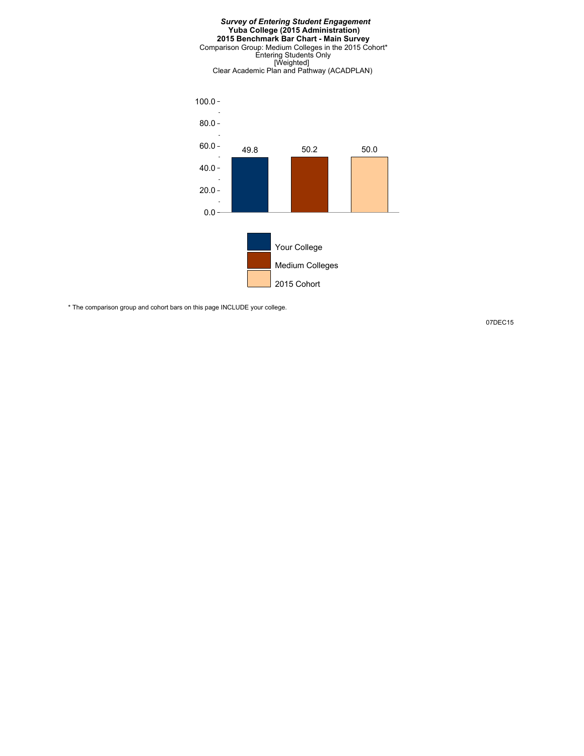***Survey of Entering Student Engagement***
**Yuba College (2015 Administration)**
**2015 Benchmark Bar Chart - Main Survey**
Comparison Group: Medium Colleges in the 2015 Cohort*
Entering Students Only
[Weighted]
Clear Academic Plan and Pathway (ACADPLAN)

| | Your College | Medium Colleges | 2015 Cohort |
|---|---|---|---|
| Clear Academic Plan and Pathway (ACADPLAN) | 49.8 | 50.2 | 50.0 |

* The comparison group and cohort bars on this page INCLUDE your college.

07DEC15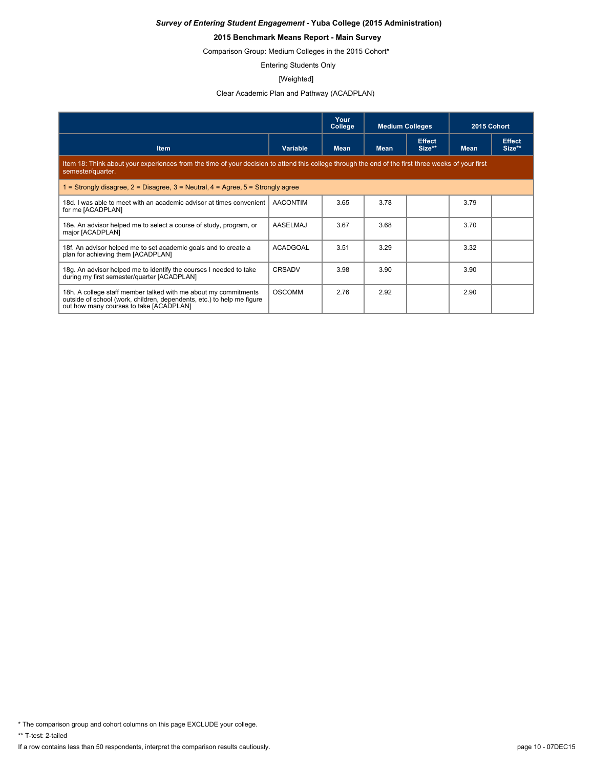***Survey of Entering Student Engagement* - Yuba College (2015 Administration)**

**2015 Benchmark Means Report - Main Survey**

Comparison Group: Medium Colleges in the 2015 Cohort*

Entering Students Only

[Weighted]

Clear Academic Plan and Pathway (ACADPLAN)

| | | Your College | Medium Colleges | | 2015 Cohort | |
|---|---|---|---|---|---|---|
| **Item** | **Variable** | **Mean** | **Mean** | **Effect Size**** | **Mean** | **Effect Size**** |
| Item 18: Think about your experiences from the time of your decision to attend this college through the end of the first three weeks of your first semester/quarter. | | | | | | |
| 1 = Strongly disagree, 2 = Disagree, 3 = Neutral, 4 = Agree, 5 = Strongly agree | | | | | | |
| 18d. I was able to meet with an academic advisor at times convenient for me [ACADPLAN] | AACONTIM | 3.65 | 3.78 | | 3.79 | |
| 18e. An advisor helped me to select a course of study, program, or major [ACADPLAN] | AASELMAJ | 3.67 | 3.68 | | 3.70 | |
| 18f. An advisor helped me to set academic goals and to create a plan for achieving them [ACADPLAN] | ACADGOAL | 3.51 | 3.29 | | 3.32 | |
| 18g. An advisor helped me to identify the courses I needed to take during my first semester/quarter [ACADPLAN] | CRSADV | 3.98 | 3.90 | | 3.90 | |
| 18h. A college staff member talked with me about my commitments outside of school (work, children, dependents, etc.) to help me figure out how many courses to take [ACADPLAN] | OSCOMM | 2.76 | 2.92 | | 2.90 | |

* The comparison group and cohort columns on this page EXCLUDE your college.

** T-test: 2-tailed

If a row contains less than 50 respondents, interpret the comparison results cautiously.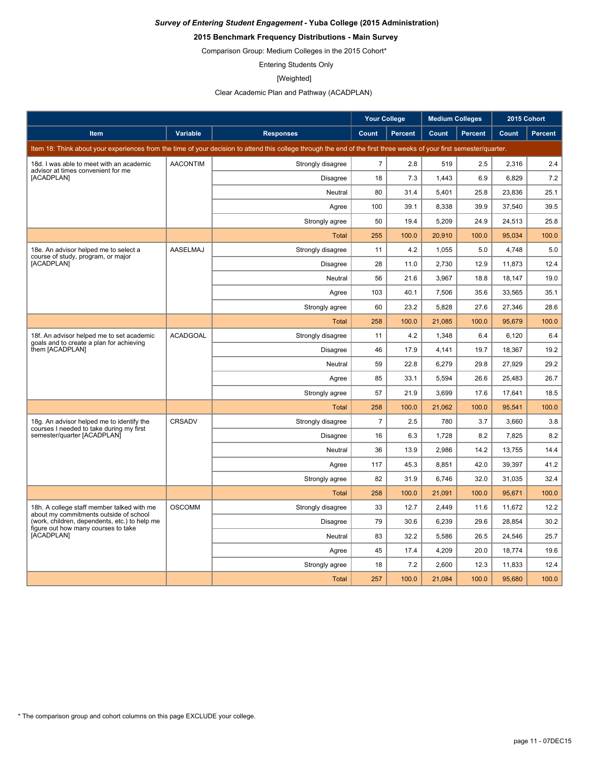***Survey of Entering Student Engagement* - Yuba College (2015 Administration)**

**2015 Benchmark Frequency Distributions - Main Survey**

Comparison Group: Medium Colleges in the 2015 Cohort*

Entering Students Only

[Weighted]

Clear Academic Plan and Pathway (ACADPLAN)

| | | | Your College | | Medium Colleges | | 2015 Cohort | |
|---|---|---|---|---|---|---|---|---|
| **Item** | **Variable** | **Responses** | **Count** | **Percent** | **Count** | **Percent** | **Count** | **Percent** |
| Item 18: Think about your experiences from the time of your decision to attend this college through the end of the first three weeks of your first semester/quarter. | | | | | | | | |
| 18d. I was able to meet with an academic advisor at times convenient for me [ACADPLAN] | AACONTIM | Strongly disagree | 7 | 2.8 | 519 | 2.5 | 2,316 | 2.4 |
| | | Disagree | 18 | 7.3 | 1,443 | 6.9 | 6,829 | 7.2 |
| | | Neutral | 80 | 31.4 | 5,401 | 25.8 | 23,836 | 25.1 |
| | | Agree | 100 | 39.1 | 8,338 | 39.9 | 37,540 | 39.5 |
| | | Strongly agree | 50 | 19.4 | 5,209 | 24.9 | 24,513 | 25.8 |
| | | Total | 255 | 100.0 | 20,910 | 100.0 | 95,034 | 100.0 |
| 18e. An advisor helped me to select a course of study, program, or major [ACADPLAN] | AASELMAJ | Strongly disagree | 11 | 4.2 | 1,055 | 5.0 | 4,748 | 5.0 |
| | | Disagree | 28 | 11.0 | 2,730 | 12.9 | 11,873 | 12.4 |
| | | Neutral | 56 | 21.6 | 3,967 | 18.8 | 18,147 | 19.0 |
| | | Agree | 103 | 40.1 | 7,506 | 35.6 | 33,565 | 35.1 |
| | | Strongly agree | 60 | 23.2 | 5,828 | 27.6 | 27,346 | 28.6 |
| | | Total | 258 | 100.0 | 21,085 | 100.0 | 95,679 | 100.0 |
| 18f. An advisor helped me to set academic goals and to create a plan for achieving them [ACADPLAN] | ACADGOAL | Strongly disagree | 11 | 4.2 | 1,348 | 6.4 | 6,120 | 6.4 |
| | | Disagree | 46 | 17.9 | 4,141 | 19.7 | 18,367 | 19.2 |
| | | Neutral | 59 | 22.8 | 6,279 | 29.8 | 27,929 | 29.2 |
| | | Agree | 85 | 33.1 | 5,594 | 26.6 | 25,483 | 26.7 |
| | | Strongly agree | 57 | 21.9 | 3,699 | 17.6 | 17,641 | 18.5 |
| | | Total | 258 | 100.0 | 21,062 | 100.0 | 95,541 | 100.0 |
| 18g. An advisor helped me to identify the courses I needed to take during my first semester/quarter [ACADPLAN] | CRSADV | Strongly disagree | 7 | 2.5 | 780 | 3.7 | 3,660 | 3.8 |
| | | Disagree | 16 | 6.3 | 1,728 | 8.2 | 7,825 | 8.2 |
| | | Neutral | 36 | 13.9 | 2,986 | 14.2 | 13,755 | 14.4 |
| | | Agree | 117 | 45.3 | 8,851 | 42.0 | 39,397 | 41.2 |
| | | Strongly agree | 82 | 31.9 | 6,746 | 32.0 | 31,035 | 32.4 |
| | | Total | 258 | 100.0 | 21,091 | 100.0 | 95,671 | 100.0 |
| 18h. A college staff member talked with me about my commitments outside of school (work, children, dependents, etc.) to help me figure out how many courses to take [ACADPLAN] | OSCOMM | Strongly disagree | 33 | 12.7 | 2,449 | 11.6 | 11,672 | 12.2 |
| | | Disagree | 79 | 30.6 | 6,239 | 29.6 | 28,854 | 30.2 |
| | | Neutral | 83 | 32.2 | 5,586 | 26.5 | 24,546 | 25.7 |
| | | Agree | 45 | 17.4 | 4,209 | 20.0 | 18,774 | 19.6 |
| | | Strongly agree | 18 | 7.2 | 2,600 | 12.3 | 11,833 | 12.4 |
| | | Total | 257 | 100.0 | 21,084 | 100.0 | 95,680 | 100.0 |

* The comparison group and cohort columns on this page EXCLUDE your college.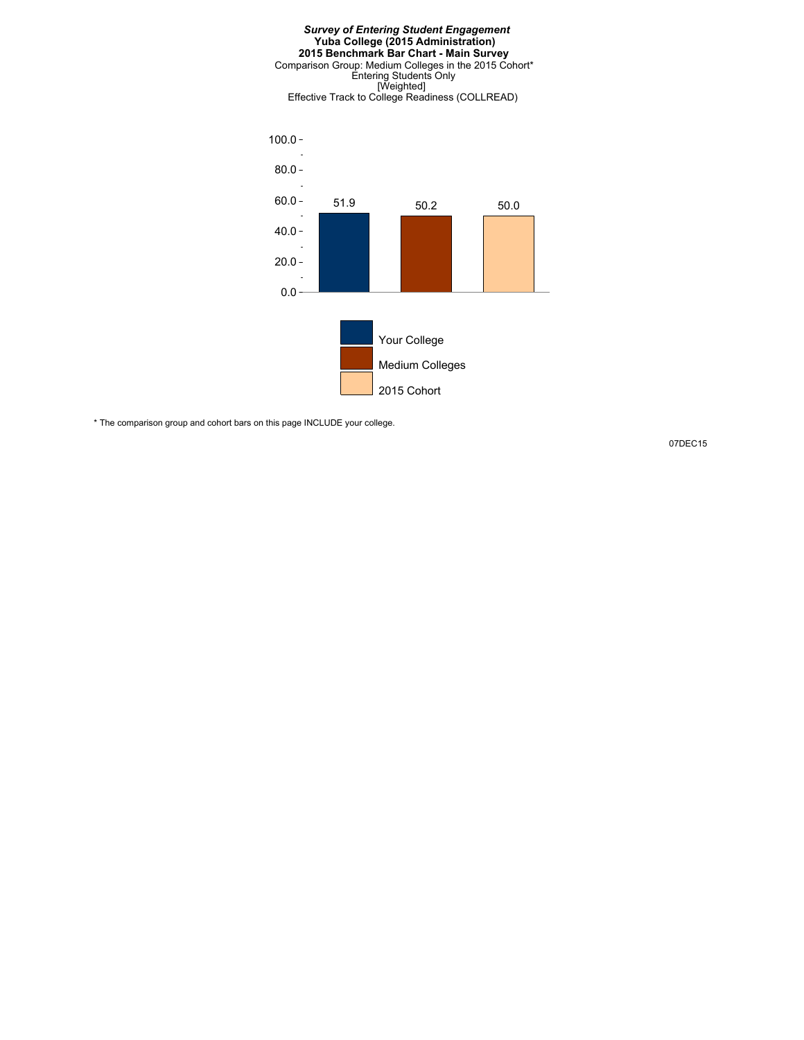***Survey of Entering Student Engagement***
**Yuba College (2015 Administration)**
**2015 Benchmark Bar Chart - Main Survey**
Comparison Group: Medium Colleges in the 2015 Cohort*
Entering Students Only
[Weighted]
Effective Track to College Readiness (COLLREAD)

| | Your College | Medium Colleges | 2015 Cohort |
|---|---|---|---|
| Effective Track to College Readiness (COLLREAD) | 51.9 | 50.2 | 50.0 |

* The comparison group and cohort bars on this page INCLUDE your college.

07DEC15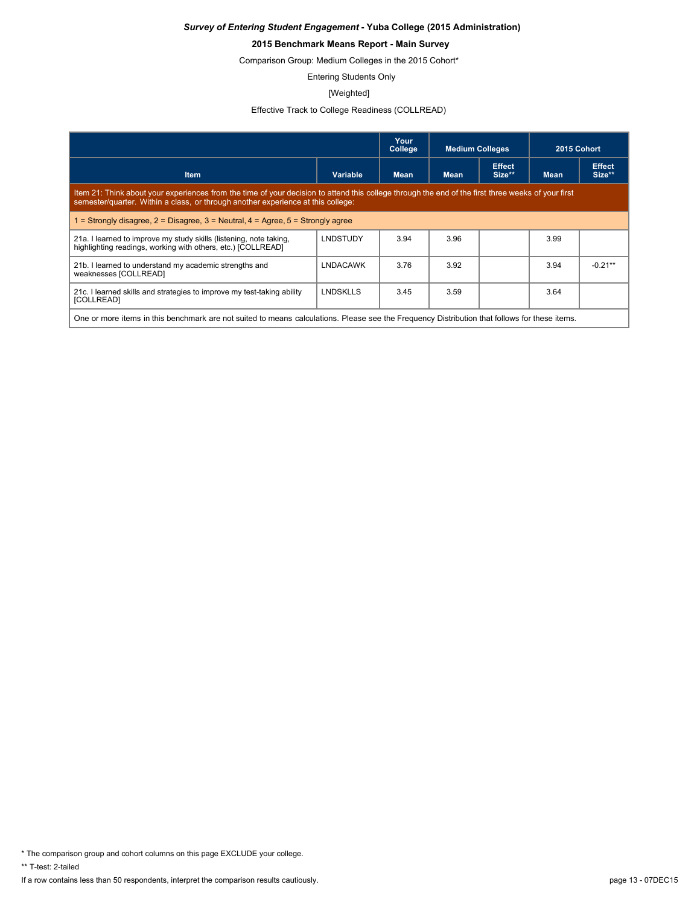***Survey of Entering Student Engagement* - Yuba College (2015 Administration)**

**2015 Benchmark Means Report - Main Survey**

Comparison Group: Medium Colleges in the 2015 Cohort*

Entering Students Only

[Weighted]

Effective Track to College Readiness (COLLREAD)

| | | Your College | Medium Colleges | | 2015 Cohort | |
|---|---|---|---|---|---|---|
| **Item** | **Variable** | **Mean** | **Mean** | **Effect Size**** | **Mean** | **Effect Size**** |
| Item 21: Think about your experiences from the time of your decision to attend this college through the end of the first three weeks of your first semester/quarter. Within a class, or through another experience at this college: | | | | | | |
| 1 = Strongly disagree, 2 = Disagree, 3 = Neutral, 4 = Agree, 5 = Strongly agree | | | | | | |
| 21a. I learned to improve my study skills (listening, note taking, highlighting readings, working with others, etc.) [COLLREAD] | LNDSTUDY | 3.94 | 3.96 | | 3.99 | |
| 21b. I learned to understand my academic strengths and weaknesses [COLLREAD] | LNDACAWK | 3.76 | 3.92 | | 3.94 | -0.21** |
| 21c. I learned skills and strategies to improve my test-taking ability [COLLREAD] | LNDSKLLS | 3.45 | 3.59 | | 3.64 | |
| One or more items in this benchmark are not suited to means calculations. Please see the Frequency Distribution that follows for these items. | | | | | | |

* The comparison group and cohort columns on this page EXCLUDE your college.

** T-test: 2-tailed

If a row contains less than 50 respondents, interpret the comparison results cautiously.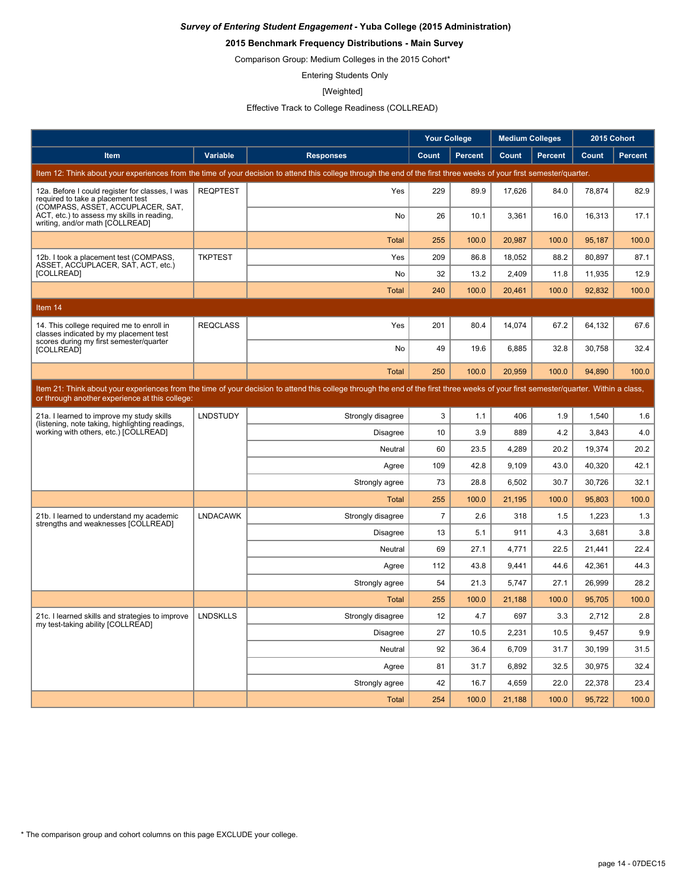*Survey of Entering Student Engagement* **- Yuba College (2015 Administration)**

**2015 Benchmark Frequency Distributions - Main Survey**

Comparison Group: Medium Colleges in the 2015 Cohort*

Entering Students Only

[Weighted]

Effective Track to College Readiness (COLLREAD)

| | | | Your College | | Medium Colleges | | 2015 Cohort | |
|---|---|---|---|---|---|---|---|---|
| **Item** | **Variable** | **Responses** | **Count** | **Percent** | **Count** | **Percent** | **Count** | **Percent** |
| Item 12: Think about your experiences from the time of your decision to attend this college through the end of the first three weeks of your first semester/quarter. | | | | | | | | |
| 12a. Before I could register for classes, I was required to take a placement test (COMPASS, ASSET, ACCUPLACER, SAT, ACT, etc.) to assess my skills in reading, writing, and/or math [COLLREAD] | REQPTEST | Yes | 229 | 89.9 | 17,626 | 84.0 | 78,874 | 82.9 |
| | | No | 26 | 10.1 | 3,361 | 16.0 | 16,313 | 17.1 |
| | | Total | 255 | 100.0 | 20,987 | 100.0 | 95,187 | 100.0 |
| 12b. I took a placement test (COMPASS, ASSET, ACCUPLACER, SAT, ACT, etc.) [COLLREAD] | TKPTEST | Yes | 209 | 86.8 | 18,052 | 88.2 | 80,897 | 87.1 |
| | | No | 32 | 13.2 | 2,409 | 11.8 | 11,935 | 12.9 |
| | | Total | 240 | 100.0 | 20,461 | 100.0 | 92,832 | 100.0 |
| Item 14 | | | | | | | | |
| 14. This college required me to enroll in classes indicated by my placement test scores during my first semester/quarter [COLLREAD] | REQCLASS | Yes | 201 | 80.4 | 14,074 | 67.2 | 64,132 | 67.6 |
| | | No | 49 | 19.6 | 6,885 | 32.8 | 30,758 | 32.4 |
| | | Total | 250 | 100.0 | 20,959 | 100.0 | 94,890 | 100.0 |
| Item 21: Think about your experiences from the time of your decision to attend this college through the end of the first three weeks of your first semester/quarter. Within a class, or through another experience at this college: | | | | | | | | |
| 21a. I learned to improve my study skills (listening, note taking, highlighting readings, working with others, etc.) [COLLREAD] | LNDSTUDY | Strongly disagree | 3 | 1.1 | 406 | 1.9 | 1,540 | 1.6 |
| | | Disagree | 10 | 3.9 | 889 | 4.2 | 3,843 | 4.0 |
| | | Neutral | 60 | 23.5 | 4,289 | 20.2 | 19,374 | 20.2 |
| | | Agree | 109 | 42.8 | 9,109 | 43.0 | 40,320 | 42.1 |
| | | Strongly agree | 73 | 28.8 | 6,502 | 30.7 | 30,726 | 32.1 |
| | | Total | 255 | 100.0 | 21,195 | 100.0 | 95,803 | 100.0 |
| 21b. I learned to understand my academic strengths and weaknesses [COLLREAD] | LNDACAWK | Strongly disagree | 7 | 2.6 | 318 | 1.5 | 1,223 | 1.3 |
| | | Disagree | 13 | 5.1 | 911 | 4.3 | 3,681 | 3.8 |
| | | Neutral | 69 | 27.1 | 4,771 | 22.5 | 21,441 | 22.4 |
| | | Agree | 112 | 43.8 | 9,441 | 44.6 | 42,361 | 44.3 |
| | | Strongly agree | 54 | 21.3 | 5,747 | 27.1 | 26,999 | 28.2 |
| | | Total | 255 | 100.0 | 21,188 | 100.0 | 95,705 | 100.0 |
| 21c. I learned skills and strategies to improve my test-taking ability [COLLREAD] | LNDSKLLS | Strongly disagree | 12 | 4.7 | 697 | 3.3 | 2,712 | 2.8 |
| | | Disagree | 27 | 10.5 | 2,231 | 10.5 | 9,457 | 9.9 |
| | | Neutral | 92 | 36.4 | 6,709 | 31.7 | 30,199 | 31.5 |
| | | Agree | 81 | 31.7 | 6,892 | 32.5 | 30,975 | 32.4 |
| | | Strongly agree | 42 | 16.7 | 4,659 | 22.0 | 22,378 | 23.4 |
| | | Total | 254 | 100.0 | 21,188 | 100.0 | 95,722 | 100.0 |

* The comparison group and cohort columns on this page EXCLUDE your college.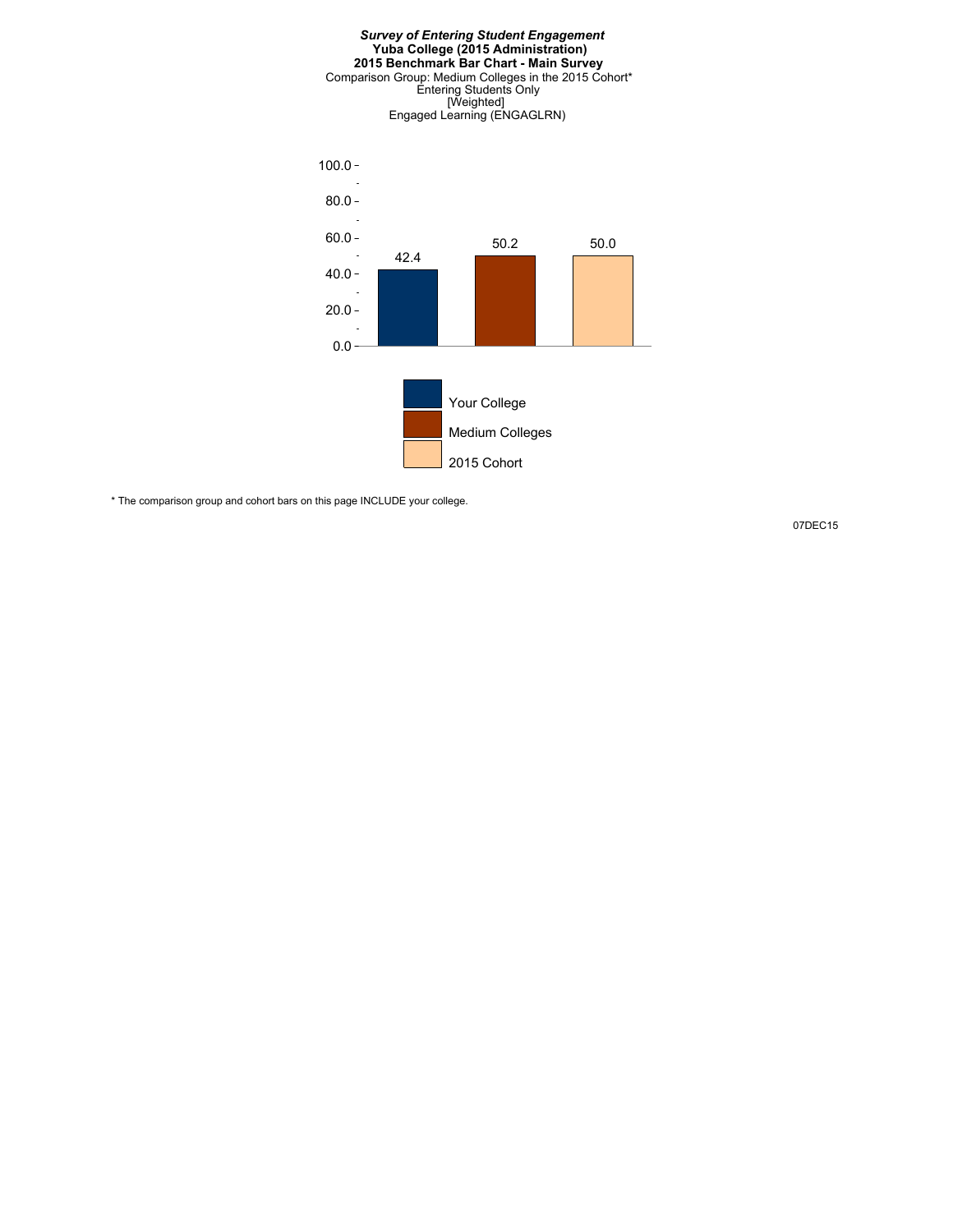***Survey of Entering Student Engagement***
**Yuba College (2015 Administration)**
**2015 Benchmark Bar Chart - Main Survey**
Comparison Group: Medium Colleges in the 2015 Cohort*
Entering Students Only
[Weighted]
Engaged Learning (ENGAGLRN)

| | Your College | Medium Colleges | 2015 Cohort |
|---|---|---|---|
| Engaged Learning (ENGAGLRN) | 42.4 | 50.2 | 50.0 |

* The comparison group and cohort bars on this page INCLUDE your college.

07DEC15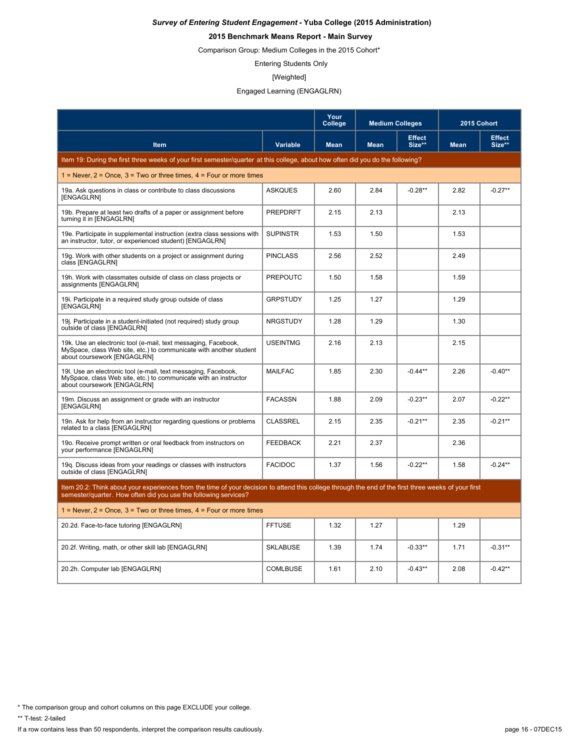***Survey of Entering Student Engagement* - Yuba College (2015 Administration)**

**2015 Benchmark Means Report - Main Survey**

Comparison Group: Medium Colleges in the 2015 Cohort*

Entering Students Only

[Weighted]

Engaged Learning (ENGAGLRN)

| | | Your College | Medium Colleges | | 2015 Cohort | |
|---|---|---|---|---|---|---|
| **Item** | **Variable** | **Mean** | **Mean** | **Effect Size**** | **Mean** | **Effect Size**** |
| Item 19: During the first three weeks of your first semester/quarter at this college, about how often did you do the following? | | | | | | |
| 1 = Never, 2 = Once, 3 = Two or three times, 4 = Four or more times | | | | | | |
| 19a. Ask questions in class or contribute to class discussions [ENGAGLRN] | ASKQUES | 2.60 | 2.84 | -0.28** | 2.82 | -0.27** |
| 19b. Prepare at least two drafts of a paper or assignment before turning it in [ENGAGLRN] | PREPDRFT | 2.15 | 2.13 | | 2.13 | |
| 19e. Participate in supplemental instruction (extra class sessions with an instructor, tutor, or experienced student) [ENGAGLRN] | SUPINSTR | 1.53 | 1.50 | | 1.53 | |
| 19g. Work with other students on a project or assignment during class [ENGAGLRN] | PINCLASS | 2.56 | 2.52 | | 2.49 | |
| 19h. Work with classmates outside of class on class projects or assignments [ENGAGLRN] | PREPOUTC | 1.50 | 1.58 | | 1.59 | |
| 19i. Participate in a required study group outside of class [ENGAGLRN] | GRPSTUDY | 1.25 | 1.27 | | 1.29 | |
| 19j. Participate in a student-initiated (not required) study group outside of class [ENGAGLRN] | NRGSTUDY | 1.28 | 1.29 | | 1.30 | |
| 19k. Use an electronic tool (e-mail, text messaging, Facebook, MySpace, class Web site, etc.) to communicate with another student about coursework [ENGAGLRN] | USEINTMG | 2.16 | 2.13 | | 2.15 | |
| 19l. Use an electronic tool (e-mail, text messaging, Facebook, MySpace, class Web site, etc.) to communicate with an instructor about coursework [ENGAGLRN] | MAILFAC | 1.85 | 2.30 | -0.44** | 2.26 | -0.40** |
| 19m. Discuss an assignment or grade with an instructor [ENGAGLRN] | FACASSN | 1.88 | 2.09 | -0.23** | 2.07 | -0.22** |
| 19n. Ask for help from an instructor regarding questions or problems related to a class [ENGAGLRN] | CLASSREL | 2.15 | 2.35 | -0.21** | 2.35 | -0.21** |
| 19o. Receive prompt written or oral feedback from instructors on your performance [ENGAGLRN] | FEEDBACK | 2.21 | 2.37 | | 2.36 | |
| 19q. Discuss ideas from your readings or classes with instructors outside of class [ENGAGLRN] | FACIDOC | 1.37 | 1.56 | -0.22** | 1.58 | -0.24** |
| Item 20.2: Think about your experiences from the time of your decision to attend this college through the end of the first three weeks of your first semester/quarter. How often did you use the following services? | | | | | | |
| 1 = Never, 2 = Once, 3 = Two or three times, 4 = Four or more times | | | | | | |
| 20.2d. Face-to-face tutoring [ENGAGLRN] | FFTUSE | 1.32 | 1.27 | | 1.29 | |
| 20.2f. Writing, math, or other skill lab [ENGAGLRN] | SKLABUSE | 1.39 | 1.74 | -0.33** | 1.71 | -0.31** |
| 20.2h. Computer lab [ENGAGLRN] | COMLBUSE | 1.61 | 2.10 | -0.43** | 2.08 | -0.42** |

* The comparison group and cohort columns on this page EXCLUDE your college.

** T-test: 2-tailed

If a row contains less than 50 respondents, interpret the comparison results cautiously.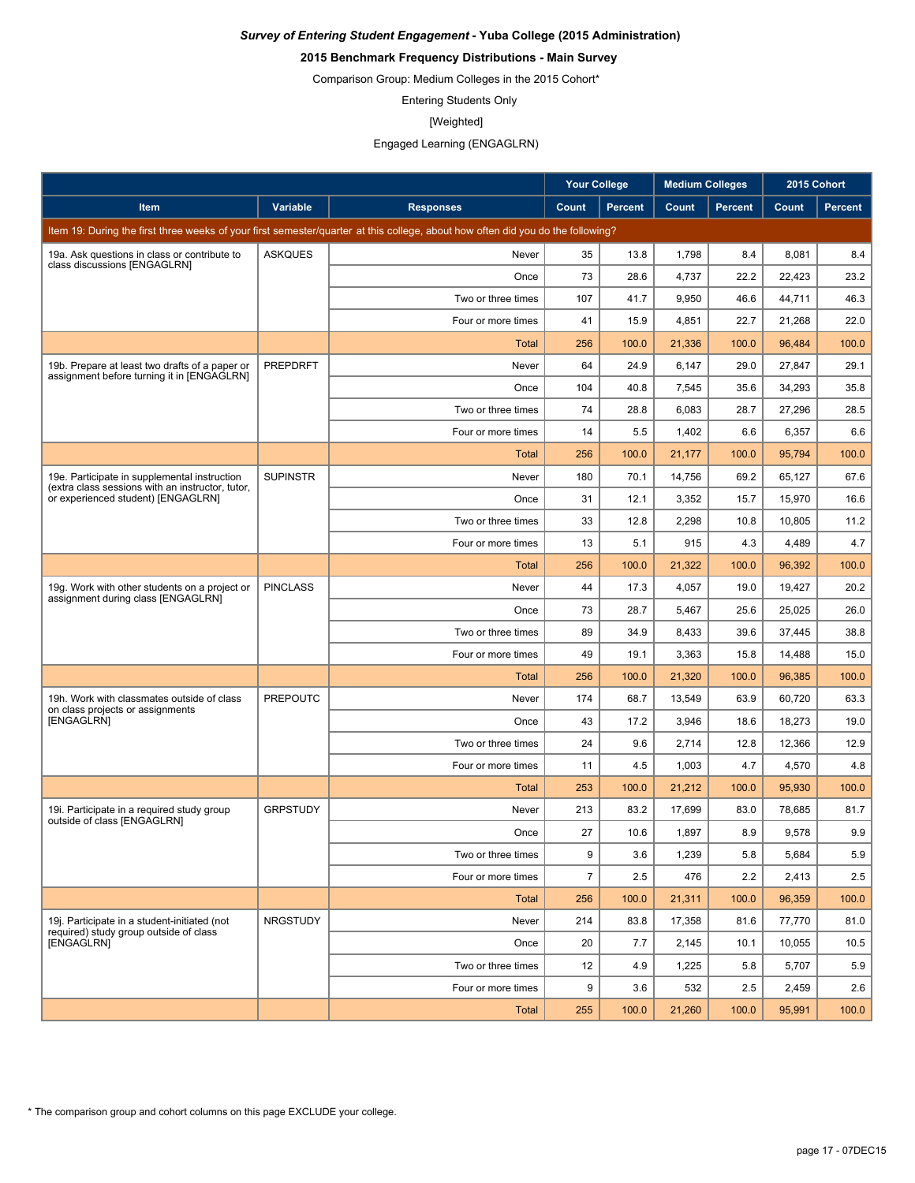*Survey of Entering Student Engagement* - **Yuba College (2015 Administration)**

**2015 Benchmark Frequency Distributions - Main Survey**

Comparison Group: Medium Colleges in the 2015 Cohort*

Entering Students Only

[Weighted]

Engaged Learning (ENGAGLRN)

| | | | Your College | | Medium Colleges | | 2015 Cohort | |
|---|---|---|---|---|---|---|---|---|
| **Item** | **Variable** | **Responses** | **Count** | **Percent** | **Count** | **Percent** | **Count** | **Percent** |
| Item 19: During the first three weeks of your first semester/quarter at this college, about how often did you do the following? | | | | | | | | |
| 19a. Ask questions in class or contribute to class discussions [ENGAGLRN] | ASKQUES | Never | 35 | 13.8 | 1,798 | 8.4 | 8,081 | 8.4 |
| | | Once | 73 | 28.6 | 4,737 | 22.2 | 22,423 | 23.2 |
| | | Two or three times | 107 | 41.7 | 9,950 | 46.6 | 44,711 | 46.3 |
| | | Four or more times | 41 | 15.9 | 4,851 | 22.7 | 21,268 | 22.0 |
| | | Total | 256 | 100.0 | 21,336 | 100.0 | 96,484 | 100.0 |
| 19b. Prepare at least two drafts of a paper or assignment before turning it in [ENGAGLRN] | PREPDRFT | Never | 64 | 24.9 | 6,147 | 29.0 | 27,847 | 29.1 |
| | | Once | 104 | 40.8 | 7,545 | 35.6 | 34,293 | 35.8 |
| | | Two or three times | 74 | 28.8 | 6,083 | 28.7 | 27,296 | 28.5 |
| | | Four or more times | 14 | 5.5 | 1,402 | 6.6 | 6,357 | 6.6 |
| | | Total | 256 | 100.0 | 21,177 | 100.0 | 95,794 | 100.0 |
| 19e. Participate in supplemental instruction (extra class sessions with an instructor, tutor, or experienced student) [ENGAGLRN] | SUPINSTR | Never | 180 | 70.1 | 14,756 | 69.2 | 65,127 | 67.6 |
| | | Once | 31 | 12.1 | 3,352 | 15.7 | 15,970 | 16.6 |
| | | Two or three times | 33 | 12.8 | 2,298 | 10.8 | 10,805 | 11.2 |
| | | Four or more times | 13 | 5.1 | 915 | 4.3 | 4,489 | 4.7 |
| | | Total | 256 | 100.0 | 21,322 | 100.0 | 96,392 | 100.0 |
| 19g. Work with other students on a project or assignment during class [ENGAGLRN] | PINCLASS | Never | 44 | 17.3 | 4,057 | 19.0 | 19,427 | 20.2 |
| | | Once | 73 | 28.7 | 5,467 | 25.6 | 25,025 | 26.0 |
| | | Two or three times | 89 | 34.9 | 8,433 | 39.6 | 37,445 | 38.8 |
| | | Four or more times | 49 | 19.1 | 3,363 | 15.8 | 14,488 | 15.0 |
| | | Total | 256 | 100.0 | 21,320 | 100.0 | 96,385 | 100.0 |
| 19h. Work with classmates outside of class on class projects or assignments [ENGAGLRN] | PREPOUTC | Never | 174 | 68.7 | 13,549 | 63.9 | 60,720 | 63.3 |
| | | Once | 43 | 17.2 | 3,946 | 18.6 | 18,273 | 19.0 |
| | | Two or three times | 24 | 9.6 | 2,714 | 12.8 | 12,366 | 12.9 |
| | | Four or more times | 11 | 4.5 | 1,003 | 4.7 | 4,570 | 4.8 |
| | | Total | 253 | 100.0 | 21,212 | 100.0 | 95,930 | 100.0 |
| 19i. Participate in a required study group outside of class [ENGAGLRN] | GRPSTUDY | Never | 213 | 83.2 | 17,699 | 83.0 | 78,685 | 81.7 |
| | | Once | 27 | 10.6 | 1,897 | 8.9 | 9,578 | 9.9 |
| | | Two or three times | 9 | 3.6 | 1,239 | 5.8 | 5,684 | 5.9 |
| | | Four or more times | 7 | 2.5 | 476 | 2.2 | 2,413 | 2.5 |
| | | Total | 256 | 100.0 | 21,311 | 100.0 | 96,359 | 100.0 |
| 19j. Participate in a student-initiated (not required) study group outside of class [ENGAGLRN] | NRGSTUDY | Never | 214 | 83.8 | 17,358 | 81.6 | 77,770 | 81.0 |
| | | Once | 20 | 7.7 | 2,145 | 10.1 | 10,055 | 10.5 |
| | | Two or three times | 12 | 4.9 | 1,225 | 5.8 | 5,707 | 5.9 |
| | | Four or more times | 9 | 3.6 | 532 | 2.5 | 2,459 | 2.6 |
| | | Total | 255 | 100.0 | 21,260 | 100.0 | 95,991 | 100.0 |

* The comparison group and cohort columns on this page EXCLUDE your college.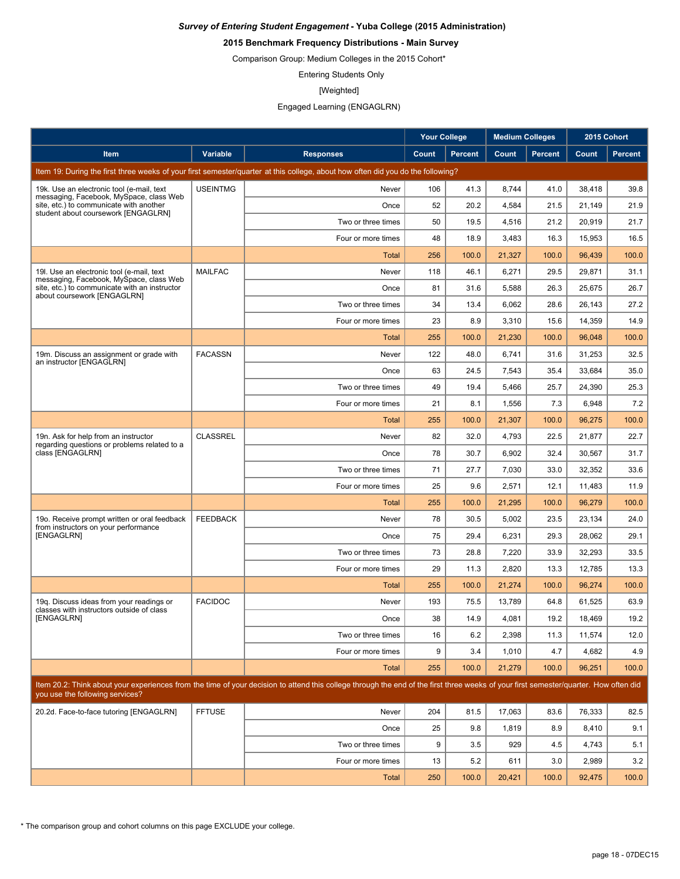***Survey of Entering Student Engagement* - Yuba College (2015 Administration)**

**2015 Benchmark Frequency Distributions - Main Survey**

Comparison Group: Medium Colleges in the 2015 Cohort*

Entering Students Only

[Weighted]

Engaged Learning (ENGAGLRN)

| | | | Your College | | Medium Colleges | | 2015 Cohort | |
|---|---|---|---|---|---|---|---|---|
| **Item** | **Variable** | **Responses** | **Count** | **Percent** | **Count** | **Percent** | **Count** | **Percent** |
| Item 19: During the first three weeks of your first semester/quarter at this college, about how often did you do the following? | | | | | | | | |
| 19k. Use an electronic tool (e-mail, text messaging, Facebook, MySpace, class Web site, etc.) to communicate with another student about coursework [ENGAGLRN] | USEINTMG | Never | 106 | 41.3 | 8,744 | 41.0 | 38,418 | 39.8 |
| | | Once | 52 | 20.2 | 4,584 | 21.5 | 21,149 | 21.9 |
| | | Two or three times | 50 | 19.5 | 4,516 | 21.2 | 20,919 | 21.7 |
| | | Four or more times | 48 | 18.9 | 3,483 | 16.3 | 15,953 | 16.5 |
| | | Total | 256 | 100.0 | 21,327 | 100.0 | 96,439 | 100.0 |
| 19l. Use an electronic tool (e-mail, text messaging, Facebook, MySpace, class Web site, etc.) to communicate with an instructor about coursework [ENGAGLRN] | MAILFAC | Never | 118 | 46.1 | 6,271 | 29.5 | 29,871 | 31.1 |
| | | Once | 81 | 31.6 | 5,588 | 26.3 | 25,675 | 26.7 |
| | | Two or three times | 34 | 13.4 | 6,062 | 28.6 | 26,143 | 27.2 |
| | | Four or more times | 23 | 8.9 | 3,310 | 15.6 | 14,359 | 14.9 |
| | | Total | 255 | 100.0 | 21,230 | 100.0 | 96,048 | 100.0 |
| 19m. Discuss an assignment or grade with an instructor [ENGAGLRN] | FACASSN | Never | 122 | 48.0 | 6,741 | 31.6 | 31,253 | 32.5 |
| | | Once | 63 | 24.5 | 7,543 | 35.4 | 33,684 | 35.0 |
| | | Two or three times | 49 | 19.4 | 5,466 | 25.7 | 24,390 | 25.3 |
| | | Four or more times | 21 | 8.1 | 1,556 | 7.3 | 6,948 | 7.2 |
| | | Total | 255 | 100.0 | 21,307 | 100.0 | 96,275 | 100.0 |
| 19n. Ask for help from an instructor regarding questions or problems related to a class [ENGAGLRN] | CLASSREL | Never | 82 | 32.0 | 4,793 | 22.5 | 21,877 | 22.7 |
| | | Once | 78 | 30.7 | 6,902 | 32.4 | 30,567 | 31.7 |
| | | Two or three times | 71 | 27.7 | 7,030 | 33.0 | 32,352 | 33.6 |
| | | Four or more times | 25 | 9.6 | 2,571 | 12.1 | 11,483 | 11.9 |
| | | Total | 255 | 100.0 | 21,295 | 100.0 | 96,279 | 100.0 |
| 19o. Receive prompt written or oral feedback from instructors on your performance [ENGAGLRN] | FEEDBACK | Never | 78 | 30.5 | 5,002 | 23.5 | 23,134 | 24.0 |
| | | Once | 75 | 29.4 | 6,231 | 29.3 | 28,062 | 29.1 |
| | | Two or three times | 73 | 28.8 | 7,220 | 33.9 | 32,293 | 33.5 |
| | | Four or more times | 29 | 11.3 | 2,820 | 13.3 | 12,785 | 13.3 |
| | | Total | 255 | 100.0 | 21,274 | 100.0 | 96,274 | 100.0 |
| 19q. Discuss ideas from your readings or classes with instructors outside of class [ENGAGLRN] | FACIDOC | Never | 193 | 75.5 | 13,789 | 64.8 | 61,525 | 63.9 |
| | | Once | 38 | 14.9 | 4,081 | 19.2 | 18,469 | 19.2 |
| | | Two or three times | 16 | 6.2 | 2,398 | 11.3 | 11,574 | 12.0 |
| | | Four or more times | 9 | 3.4 | 1,010 | 4.7 | 4,682 | 4.9 |
| | | Total | 255 | 100.0 | 21,279 | 100.0 | 96,251 | 100.0 |
| Item 20.2: Think about your experiences from the time of your decision to attend this college through the end of the first three weeks of your first semester/quarter. How often did you use the following services? | | | | | | | | |
| 20.2d. Face-to-face tutoring [ENGAGLRN] | FFTUSE | Never | 204 | 81.5 | 17,063 | 83.6 | 76,333 | 82.5 |
| | | Once | 25 | 9.8 | 1,819 | 8.9 | 8,410 | 9.1 |
| | | Two or three times | 9 | 3.5 | 929 | 4.5 | 4,743 | 5.1 |
| | | Four or more times | 13 | 5.2 | 611 | 3.0 | 2,989 | 3.2 |
| | | Total | 250 | 100.0 | 20,421 | 100.0 | 92,475 | 100.0 |

* The comparison group and cohort columns on this page EXCLUDE your college.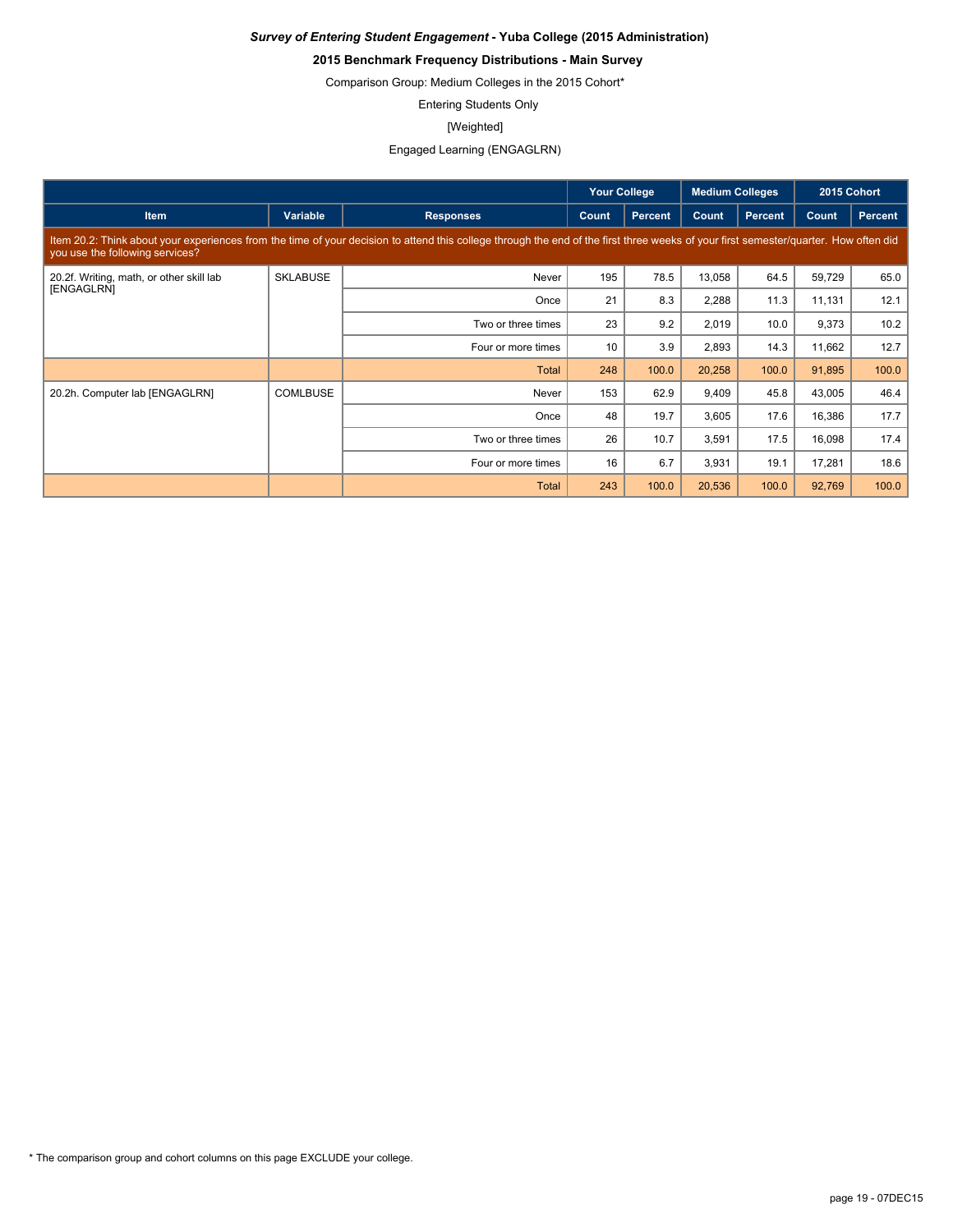***Survey of Entering Student Engagement* - Yuba College (2015 Administration)**

**2015 Benchmark Frequency Distributions - Main Survey**

Comparison Group: Medium Colleges in the 2015 Cohort*

Entering Students Only

[Weighted]

Engaged Learning (ENGAGLRN)

| | | | Your College | | Medium Colleges | | 2015 Cohort | |
|---|---|---|---|---|---|---|---|---|
| **Item** | **Variable** | **Responses** | **Count** | **Percent** | **Count** | **Percent** | **Count** | **Percent** |
| Item 20.2: Think about your experiences from the time of your decision to attend this college through the end of the first three weeks of your first semester/quarter. How often did you use the following services? | | | | | | | | |
| 20.2f. Writing, math, or other skill lab [ENGAGLRN] | SKLABUSE | Never | 195 | 78.5 | 13,058 | 64.5 | 59,729 | 65.0 |
| | | Once | 21 | 8.3 | 2,288 | 11.3 | 11,131 | 12.1 |
| | | Two or three times | 23 | 9.2 | 2,019 | 10.0 | 9,373 | 10.2 |
| | | Four or more times | 10 | 3.9 | 2,893 | 14.3 | 11,662 | 12.7 |
| | | Total | 248 | 100.0 | 20,258 | 100.0 | 91,895 | 100.0 |
| 20.2h. Computer lab [ENGAGLRN] | COMLBUSE | Never | 153 | 62.9 | 9,409 | 45.8 | 43,005 | 46.4 |
| | | Once | 48 | 19.7 | 3,605 | 17.6 | 16,386 | 17.7 |
| | | Two or three times | 26 | 10.7 | 3,591 | 17.5 | 16,098 | 17.4 |
| | | Four or more times | 16 | 6.7 | 3,931 | 19.1 | 17,281 | 18.6 |
| | | Total | 243 | 100.0 | 20,536 | 100.0 | 92,769 | 100.0 |

* The comparison group and cohort columns on this page EXCLUDE your college.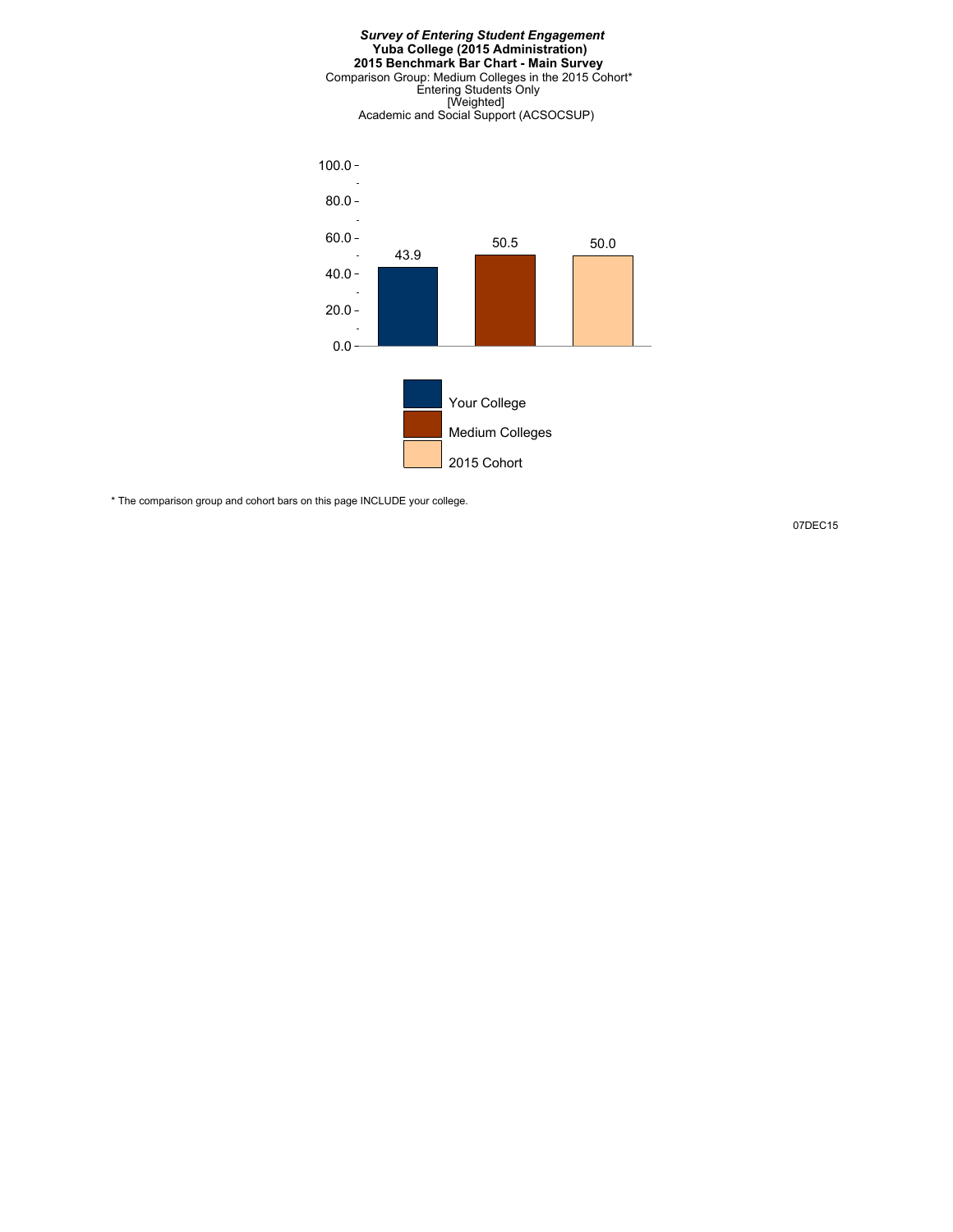***Survey of Entering Student Engagement***
**Yuba College (2015 Administration)**
**2015 Benchmark Bar Chart - Main Survey**
Comparison Group: Medium Colleges in the 2015 Cohort*
Entering Students Only
[Weighted]
Academic and Social Support (ACSOCSUP)

| | Value |
|---|---|
| Your College | 43.9 |
| Medium Colleges | 50.5 |
| 2015 Cohort | 50.0 |

* The comparison group and cohort bars on this page INCLUDE your college.

07DEC15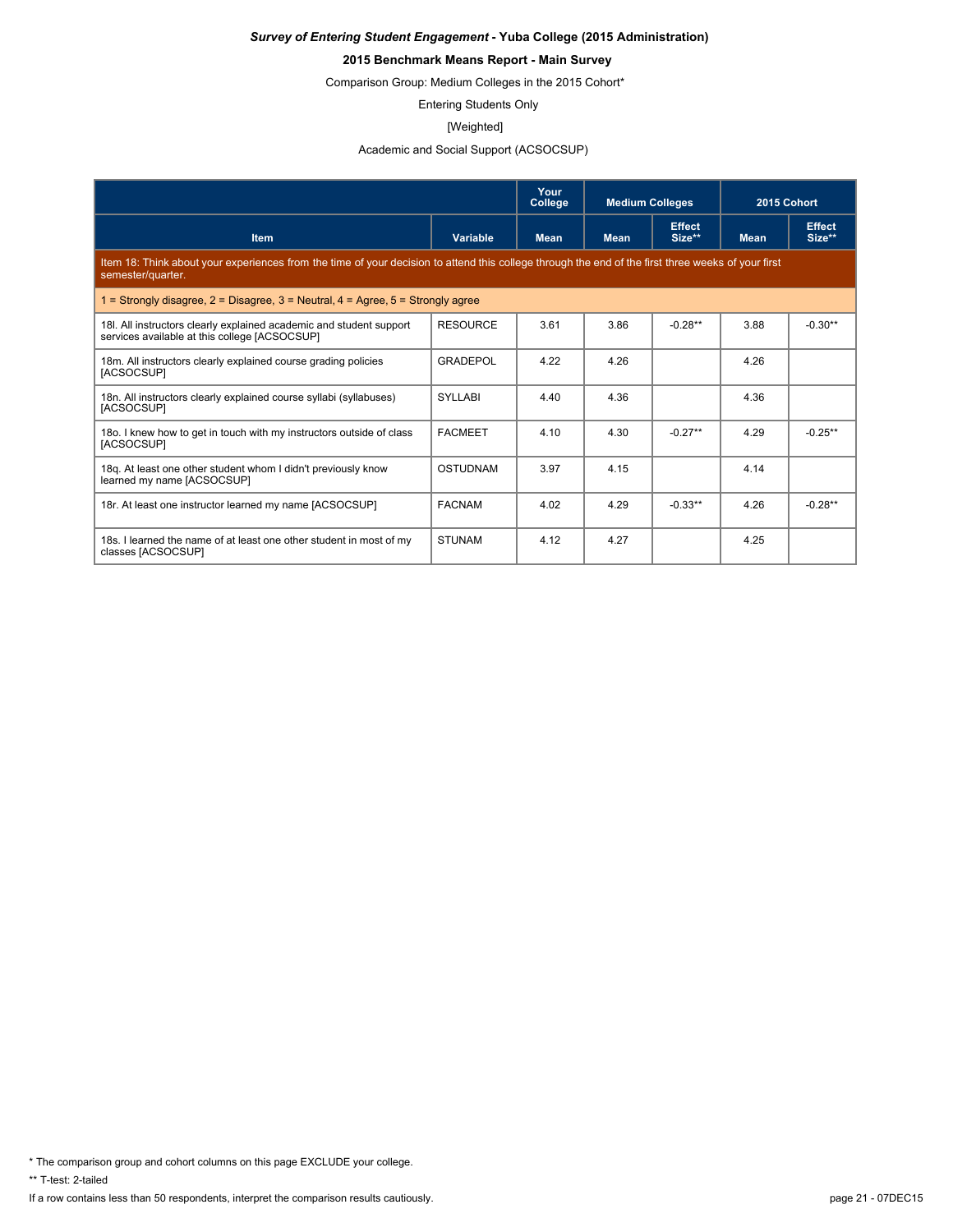*Survey of Entering Student Engagement* **- Yuba College (2015 Administration)**

**2015 Benchmark Means Report - Main Survey**

Comparison Group: Medium Colleges in the 2015 Cohort*

Entering Students Only

[Weighted]

Academic and Social Support (ACSOCSUP)

| | | Your College | Medium Colleges | | 2015 Cohort | |
|---|---|---|---|---|---|---|
| **Item** | **Variable** | **Mean** | **Mean** | **Effect Size**** | **Mean** | **Effect Size**** |
| Item 18: Think about your experiences from the time of your decision to attend this college through the end of the first three weeks of your first semester/quarter. | | | | | | |
| 1 = Strongly disagree, 2 = Disagree, 3 = Neutral, 4 = Agree, 5 = Strongly agree | | | | | | |
| 18l. All instructors clearly explained academic and student support services available at this college [ACSOCSUP] | RESOURCE | 3.61 | 3.86 | -0.28** | 3.88 | -0.30** |
| 18m. All instructors clearly explained course grading policies [ACSOCSUP] | GRADEPOL | 4.22 | 4.26 | | 4.26 | |
| 18n. All instructors clearly explained course syllabi (syllabuses) [ACSOCSUP] | SYLLABI | 4.40 | 4.36 | | 4.36 | |
| 18o. I knew how to get in touch with my instructors outside of class [ACSOCSUP] | FACMEET | 4.10 | 4.30 | -0.27** | 4.29 | -0.25** |
| 18q. At least one other student whom I didn't previously know learned my name [ACSOCSUP] | OSTUDNAM | 3.97 | 4.15 | | 4.14 | |
| 18r. At least one instructor learned my name [ACSOCSUP] | FACNAM | 4.02 | 4.29 | -0.33** | 4.26 | -0.28** |
| 18s. I learned the name of at least one other student in most of my classes [ACSOCSUP] | STUNAM | 4.12 | 4.27 | | 4.25 | |

* The comparison group and cohort columns on this page EXCLUDE your college.

** T-test: 2-tailed

If a row contains less than 50 respondents, interpret the comparison results cautiously.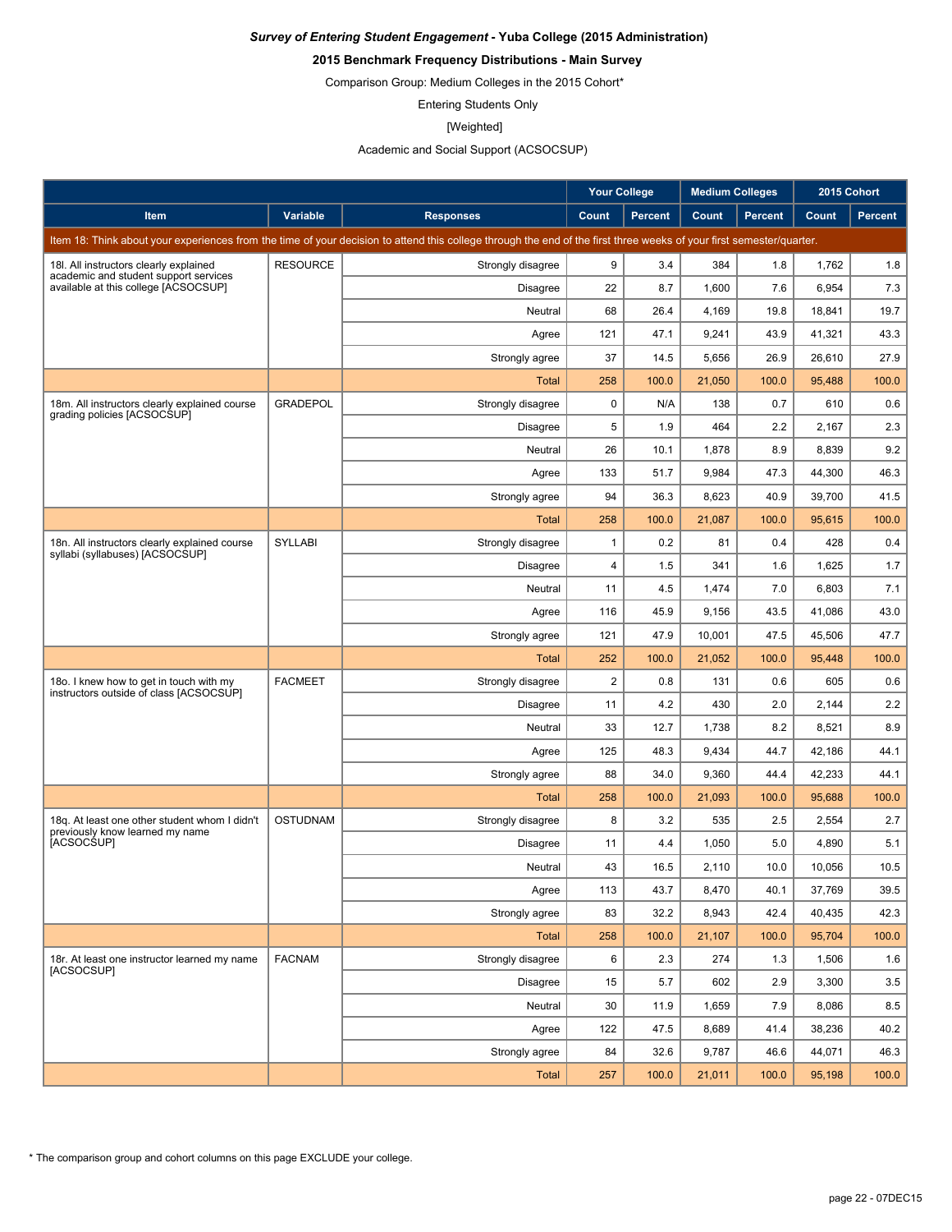***Survey of Entering Student Engagement*** **- Yuba College (2015 Administration)**

**2015 Benchmark Frequency Distributions - Main Survey**

Comparison Group: Medium Colleges in the 2015 Cohort*

Entering Students Only

[Weighted]

Academic and Social Support (ACSOCSUP)

| | | | Your College | | Medium Colleges | | 2015 Cohort | |
|---|---|---|---|---|---|---|---|---|
| Item | Variable | Responses | Count | Percent | Count | Percent | Count | Percent |
| Item 18: Think about your experiences from the time of your decision to attend this college through the end of the first three weeks of your first semester/quarter. | | | | | | | | |
| 18l. All instructors clearly explained academic and student support services available at this college [ACSOCSUP] | RESOURCE | Strongly disagree | 9 | 3.4 | 384 | 1.8 | 1,762 | 1.8 |
| | | Disagree | 22 | 8.7 | 1,600 | 7.6 | 6,954 | 7.3 |
| | | Neutral | 68 | 26.4 | 4,169 | 19.8 | 18,841 | 19.7 |
| | | Agree | 121 | 47.1 | 9,241 | 43.9 | 41,321 | 43.3 |
| | | Strongly agree | 37 | 14.5 | 5,656 | 26.9 | 26,610 | 27.9 |
| | | Total | 258 | 100.0 | 21,050 | 100.0 | 95,488 | 100.0 |
| 18m. All instructors clearly explained course grading policies [ACSOCSUP] | GRADEPOL | Strongly disagree | 0 | N/A | 138 | 0.7 | 610 | 0.6 |
| | | Disagree | 5 | 1.9 | 464 | 2.2 | 2,167 | 2.3 |
| | | Neutral | 26 | 10.1 | 1,878 | 8.9 | 8,839 | 9.2 |
| | | Agree | 133 | 51.7 | 9,984 | 47.3 | 44,300 | 46.3 |
| | | Strongly agree | 94 | 36.3 | 8,623 | 40.9 | 39,700 | 41.5 |
| | | Total | 258 | 100.0 | 21,087 | 100.0 | 95,615 | 100.0 |
| 18n. All instructors clearly explained course syllabi (syllabuses) [ACSOCSUP] | SYLLABI | Strongly disagree | 1 | 0.2 | 81 | 0.4 | 428 | 0.4 |
| | | Disagree | 4 | 1.5 | 341 | 1.6 | 1,625 | 1.7 |
| | | Neutral | 11 | 4.5 | 1,474 | 7.0 | 6,803 | 7.1 |
| | | Agree | 116 | 45.9 | 9,156 | 43.5 | 41,086 | 43.0 |
| | | Strongly agree | 121 | 47.9 | 10,001 | 47.5 | 45,506 | 47.7 |
| | | Total | 252 | 100.0 | 21,052 | 100.0 | 95,448 | 100.0 |
| 18o. I knew how to get in touch with my instructors outside of class [ACSOCSUP] | FACMEET | Strongly disagree | 2 | 0.8 | 131 | 0.6 | 605 | 0.6 |
| | | Disagree | 11 | 4.2 | 430 | 2.0 | 2,144 | 2.2 |
| | | Neutral | 33 | 12.7 | 1,738 | 8.2 | 8,521 | 8.9 |
| | | Agree | 125 | 48.3 | 9,434 | 44.7 | 42,186 | 44.1 |
| | | Strongly agree | 88 | 34.0 | 9,360 | 44.4 | 42,233 | 44.1 |
| | | Total | 258 | 100.0 | 21,093 | 100.0 | 95,688 | 100.0 |
| 18q. At least one other student whom I didn't previously know learned my name [ACSOCSUP] | OSTUDNAM | Strongly disagree | 8 | 3.2 | 535 | 2.5 | 2,554 | 2.7 |
| | | Disagree | 11 | 4.4 | 1,050 | 5.0 | 4,890 | 5.1 |
| | | Neutral | 43 | 16.5 | 2,110 | 10.0 | 10,056 | 10.5 |
| | | Agree | 113 | 43.7 | 8,470 | 40.1 | 37,769 | 39.5 |
| | | Strongly agree | 83 | 32.2 | 8,943 | 42.4 | 40,435 | 42.3 |
| | | Total | 258 | 100.0 | 21,107 | 100.0 | 95,704 | 100.0 |
| 18r. At least one instructor learned my name [ACSOCSUP] | FACNAM | Strongly disagree | 6 | 2.3 | 274 | 1.3 | 1,506 | 1.6 |
| | | Disagree | 15 | 5.7 | 602 | 2.9 | 3,300 | 3.5 |
| | | Neutral | 30 | 11.9 | 1,659 | 7.9 | 8,086 | 8.5 |
| | | Agree | 122 | 47.5 | 8,689 | 41.4 | 38,236 | 40.2 |
| | | Strongly agree | 84 | 32.6 | 9,787 | 46.6 | 44,071 | 46.3 |
| | | Total | 257 | 100.0 | 21,011 | 100.0 | 95,198 | 100.0 |

* The comparison group and cohort columns on this page EXCLUDE your college.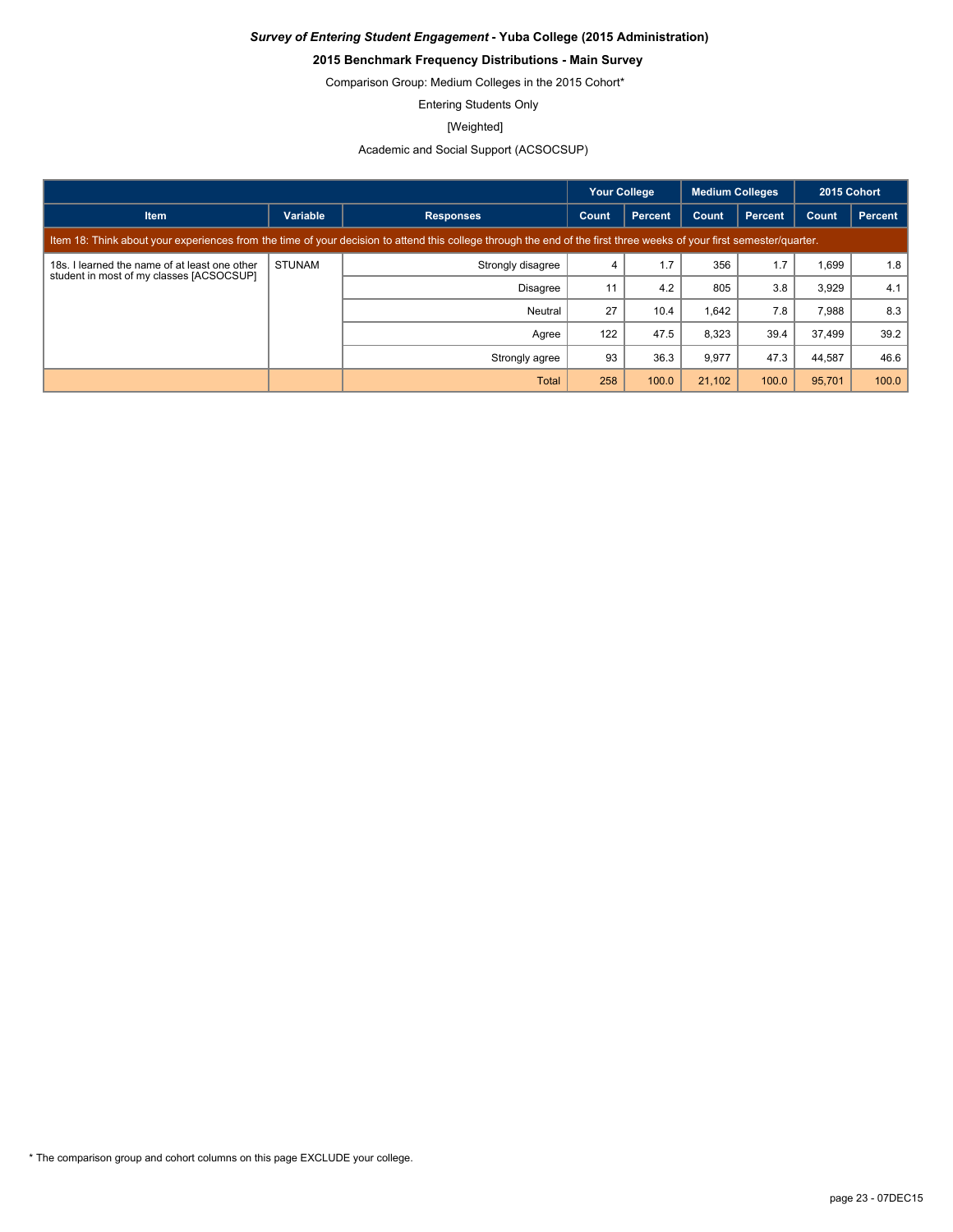***Survey of Entering Student Engagement* - Yuba College (2015 Administration)**

**2015 Benchmark Frequency Distributions - Main Survey**

Comparison Group: Medium Colleges in the 2015 Cohort*

Entering Students Only

[Weighted]

Academic and Social Support (ACSOCSUP)

| | | | Your College | | Medium Colleges | | 2015 Cohort | |
|---|---|---|---|---|---|---|---|---|
| Item | Variable | Responses | Count | Percent | Count | Percent | Count | Percent |
| Item 18: Think about your experiences from the time of your decision to attend this college through the end of the first three weeks of your first semester/quarter. | | | | | | | | |
| 18s. I learned the name of at least one other student in most of my classes [ACSOCSUP] | STUNAM | Strongly disagree | 4 | 1.7 | 356 | 1.7 | 1,699 | 1.8 |
| | | Disagree | 11 | 4.2 | 805 | 3.8 | 3,929 | 4.1 |
| | | Neutral | 27 | 10.4 | 1,642 | 7.8 | 7,988 | 8.3 |
| | | Agree | 122 | 47.5 | 8,323 | 39.4 | 37,499 | 39.2 |
| | | Strongly agree | 93 | 36.3 | 9,977 | 47.3 | 44,587 | 46.6 |
| | | Total | 258 | 100.0 | 21,102 | 100.0 | 95,701 | 100.0 |

* The comparison group and cohort columns on this page EXCLUDE your college.